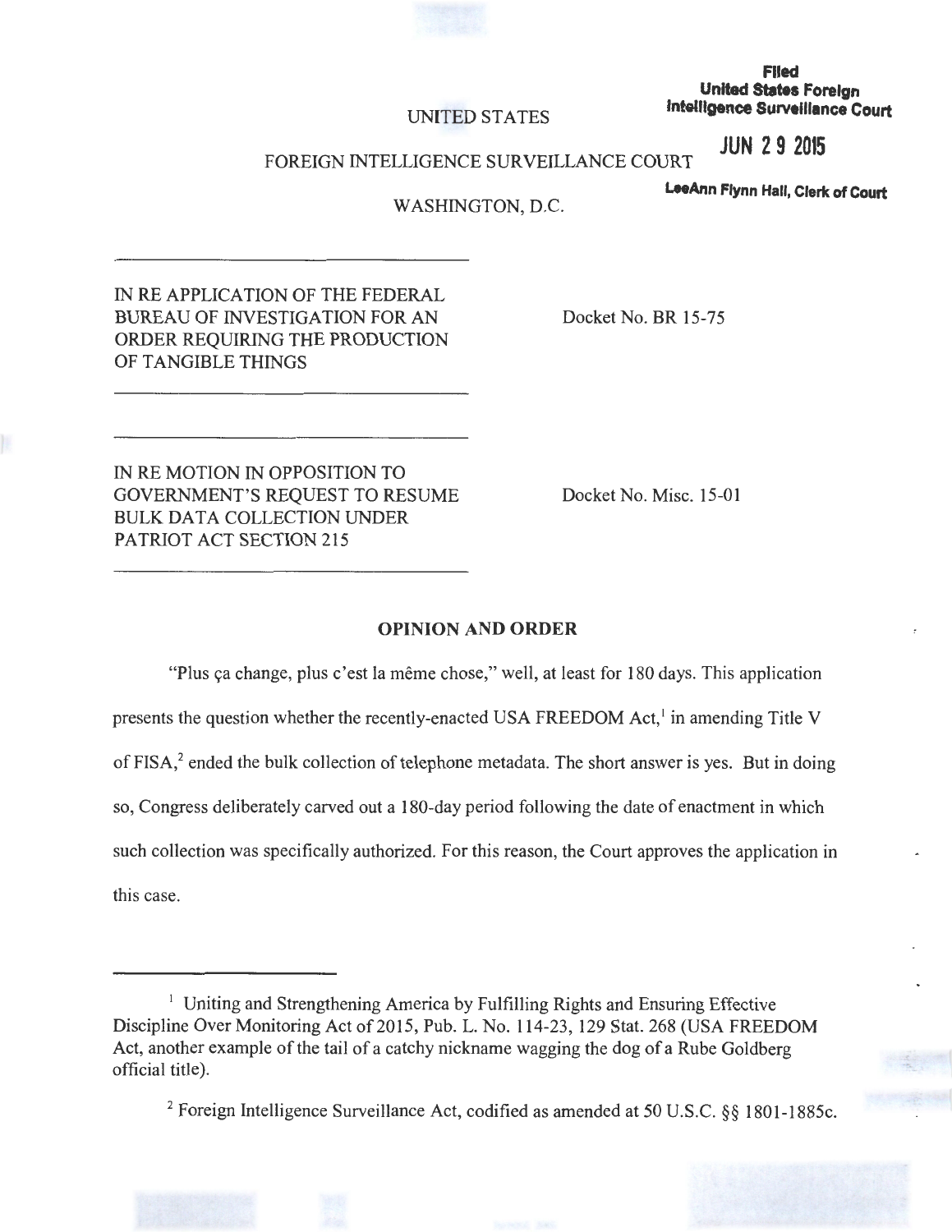Filed
United States Foreign
Intelligence Surveillance Court

JUN 29 2015

LeeAnn Flynn Hall, Clerk of Court

UNITED STATES

FOREIGN INTELLIGENCE SURVEILLANCE COURT

WASHINGTON, D.C.

---

IN RE APPLICATION OF THE FEDERAL BUREAU OF INVESTIGATION FOR AN ORDER REQUIRING THE PRODUCTION OF TANGIBLE THINGS

Docket No. BR 15-75

---

IN RE MOTION IN OPPOSITION TO GOVERNMENT'S REQUEST TO RESUME BULK DATA COLLECTION UNDER PATRIOT ACT SECTION 215

Docket No. Misc. 15-01

---

**OPINION AND ORDER**

"Plus ça change, plus c'est la même chose," well, at least for 180 days. This application presents the question whether the recently-enacted USA FREEDOM Act,[1] in amending Title V of FISA,[2] ended the bulk collection of telephone metadata. The short answer is yes. But in doing so, Congress deliberately carved out a 180-day period following the date of enactment in which such collection was specifically authorized. For this reason, the Court approves the application in this case.

---

[1] Uniting and Strengthening America by Fulfilling Rights and Ensuring Effective Discipline Over Monitoring Act of 2015, Pub. L. No. 114-23, 129 Stat. 268 (USA FREEDOM Act, another example of the tail of a catchy nickname wagging the dog of a Rube Goldberg official title).

[2] Foreign Intelligence Surveillance Act, codified as amended at 50 U.S.C. §§ 1801-1885c.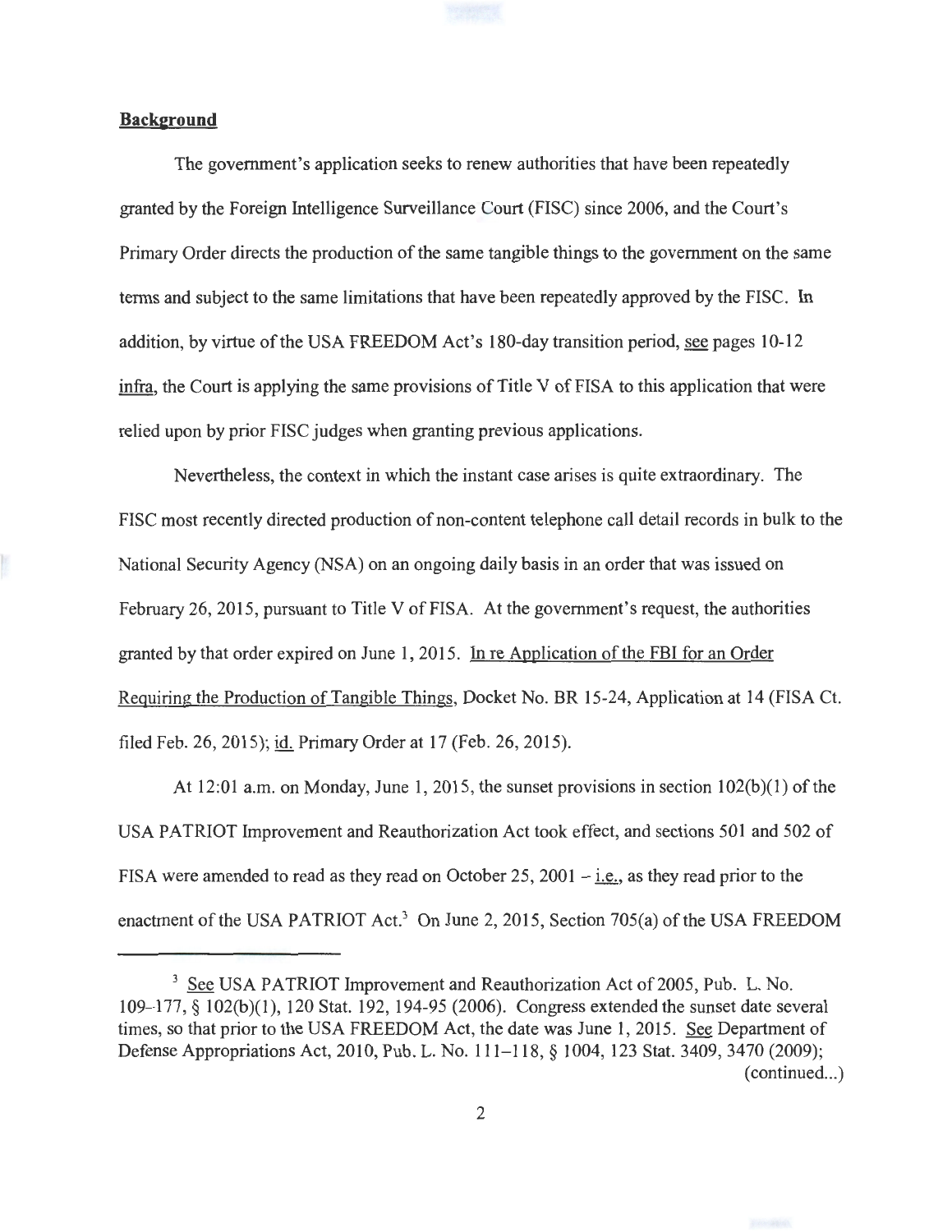**Background**

The government's application seeks to renew authorities that have been repeatedly granted by the Foreign Intelligence Surveillance Court (FISC) since 2006, and the Court's Primary Order directs the production of the same tangible things to the government on the same terms and subject to the same limitations that have been repeatedly approved by the FISC. In addition, by virtue of the USA FREEDOM Act's 180-day transition period, see pages 10-12 infra, the Court is applying the same provisions of Title V of FISA to this application that were relied upon by prior FISC judges when granting previous applications.

Nevertheless, the context in which the instant case arises is quite extraordinary. The FISC most recently directed production of non-content telephone call detail records in bulk to the National Security Agency (NSA) on an ongoing daily basis in an order that was issued on February 26, 2015, pursuant to Title V of FISA. At the government's request, the authorities granted by that order expired on June 1, 2015. In re Application of the FBI for an Order Requiring the Production of Tangible Things, Docket No. BR 15-24, Application at 14 (FISA Ct. filed Feb. 26, 2015); id. Primary Order at 17 (Feb. 26, 2015).

At 12:01 a.m. on Monday, June 1, 2015, the sunset provisions in section 102(b)(1) of the USA PATRIOT Improvement and Reauthorization Act took effect, and sections 501 and 502 of FISA were amended to read as they read on October 25, 2001 – i.e., as they read prior to the enactment of the USA PATRIOT Act.[3] On June 2, 2015, Section 705(a) of the USA FREEDOM

---

[3] See USA PATRIOT Improvement and Reauthorization Act of 2005, Pub. L. No. 109–177, § 102(b)(1), 120 Stat. 192, 194-95 (2006). Congress extended the sunset date several times, so that prior to the USA FREEDOM Act, the date was June 1, 2015. See Department of Defense Appropriations Act, 2010, Pub. L. No. 111–118, § 1004, 123 Stat. 3409, 3470 (2009); (continued...)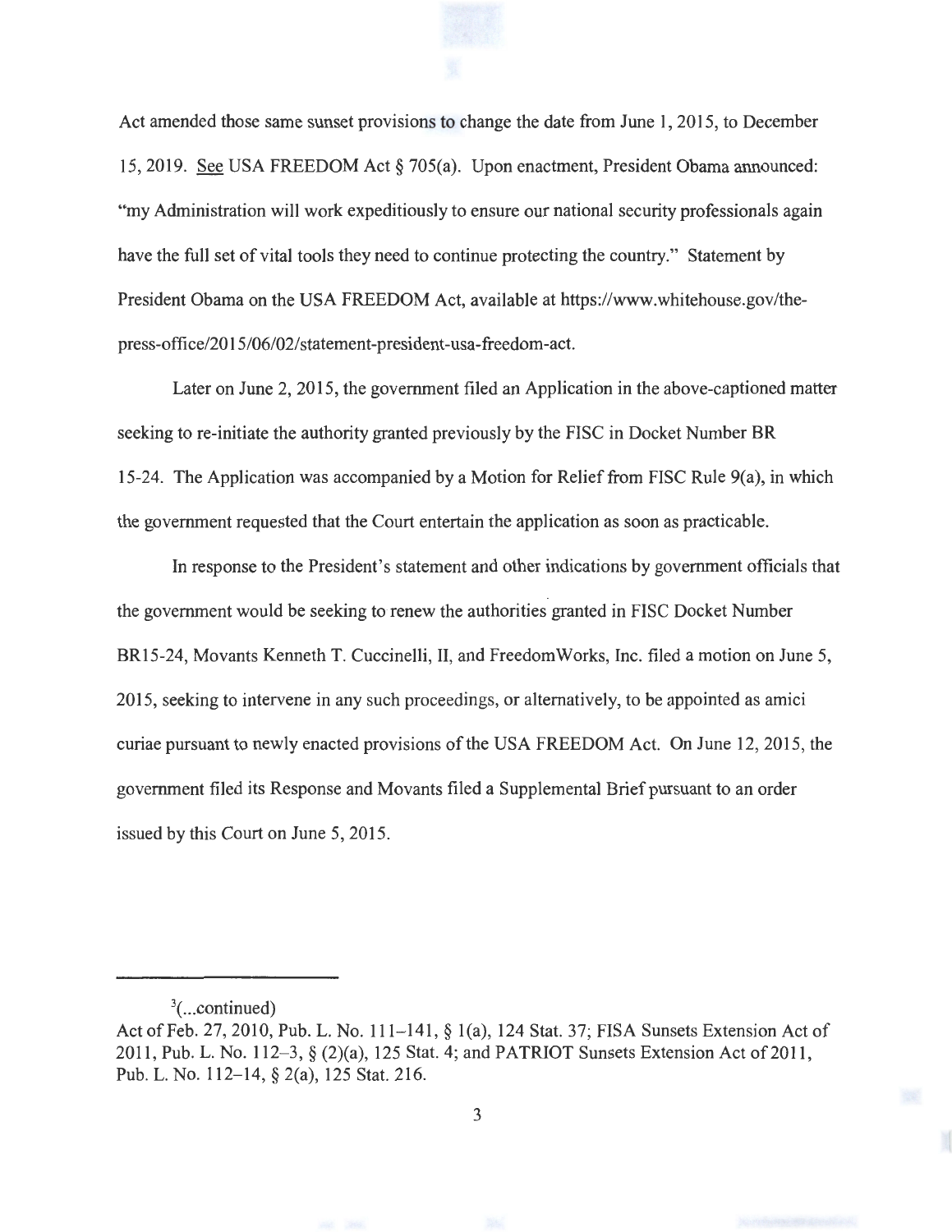Act amended those same sunset provisions to change the date from June 1, 2015, to December 15, 2019. See USA FREEDOM Act § 705(a). Upon enactment, President Obama announced: "my Administration will work expeditiously to ensure our national security professionals again have the full set of vital tools they need to continue protecting the country." Statement by President Obama on the USA FREEDOM Act, available at https://www.whitehouse.gov/the-press-office/2015/06/02/statement-president-usa-freedom-act.

Later on June 2, 2015, the government filed an Application in the above-captioned matter seeking to re-initiate the authority granted previously by the FISC in Docket Number BR 15-24. The Application was accompanied by a Motion for Relief from FISC Rule 9(a), in which the government requested that the Court entertain the application as soon as practicable.

In response to the President's statement and other indications by government officials that the government would be seeking to renew the authorities granted in FISC Docket Number BR15-24, Movants Kenneth T. Cuccinelli, II, and FreedomWorks, Inc. filed a motion on June 5, 2015, seeking to intervene in any such proceedings, or alternatively, to be appointed as amici curiae pursuant to newly enacted provisions of the USA FREEDOM Act. On June 12, 2015, the government filed its Response and Movants filed a Supplemental Brief pursuant to an order issued by this Court on June 5, 2015.

---

[3](...continued)
Act of Feb. 27, 2010, Pub. L. No. 111–141, § 1(a), 124 Stat. 37; FISA Sunsets Extension Act of 2011, Pub. L. No. 112–3, § (2)(a), 125 Stat. 4; and PATRIOT Sunsets Extension Act of 2011, Pub. L. No. 112–14, § 2(a), 125 Stat. 216.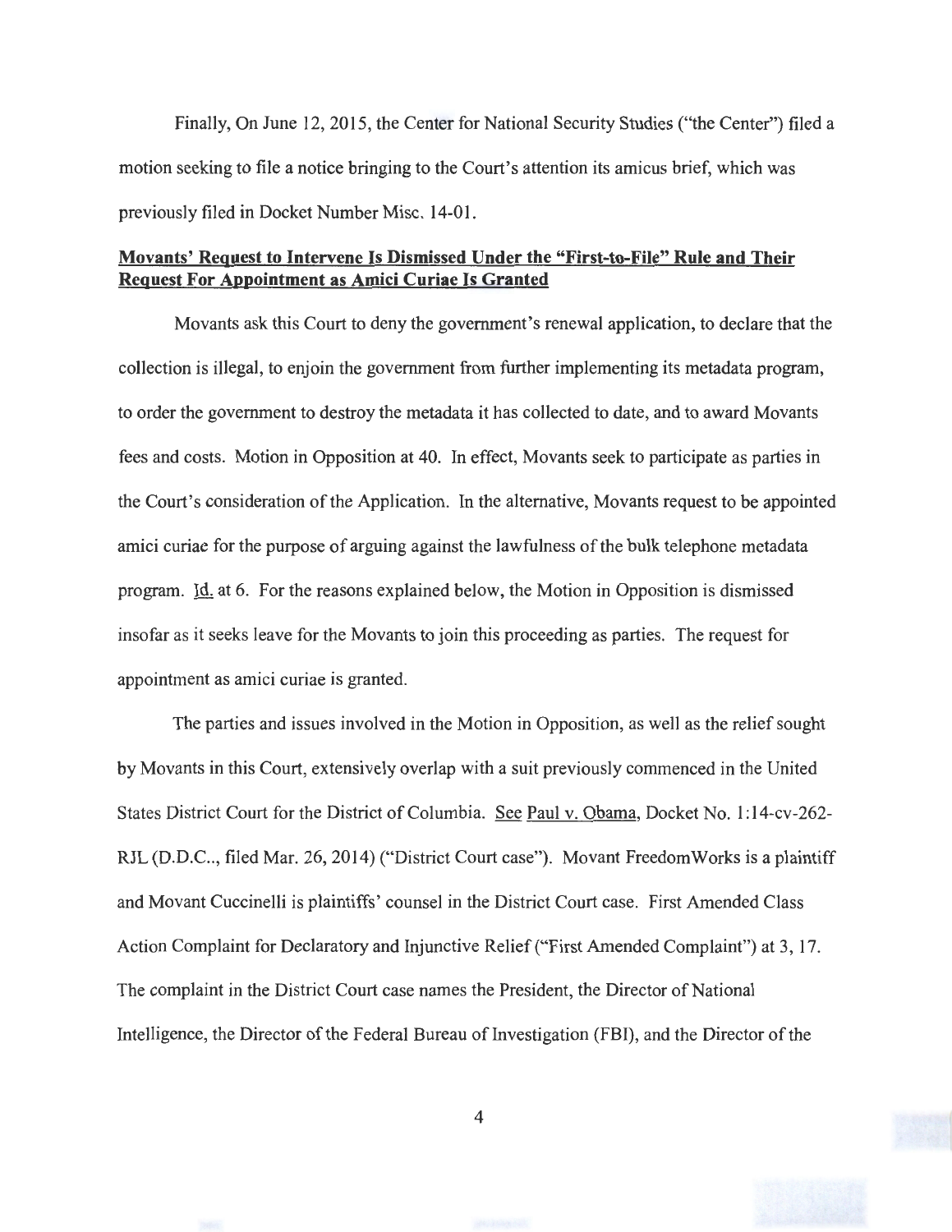Finally, On June 12, 2015, the Center for National Security Studies ("the Center") filed a motion seeking to file a notice bringing to the Court's attention its amicus brief, which was previously filed in Docket Number Misc. 14-01.

**Movants' Request to Intervene Is Dismissed Under the "First-to-File" Rule and Their Request For Appointment as Amici Curiae Is Granted**

Movants ask this Court to deny the government's renewal application, to declare that the collection is illegal, to enjoin the government from further implementing its metadata program, to order the government to destroy the metadata it has collected to date, and to award Movants fees and costs. Motion in Opposition at 40. In effect, Movants seek to participate as parties in the Court's consideration of the Application. In the alternative, Movants request to be appointed amici curiae for the purpose of arguing against the lawfulness of the bulk telephone metadata program. Id. at 6. For the reasons explained below, the Motion in Opposition is dismissed insofar as it seeks leave for the Movants to join this proceeding as parties. The request for appointment as amici curiae is granted.

The parties and issues involved in the Motion in Opposition, as well as the relief sought by Movants in this Court, extensively overlap with a suit previously commenced in the United States District Court for the District of Columbia. See Paul v. Obama, Docket No. 1:14-cv-262-RJL (D.D.C.., filed Mar. 26, 2014) ("District Court case"). Movant FreedomWorks is a plaintiff and Movant Cuccinelli is plaintiffs' counsel in the District Court case. First Amended Class Action Complaint for Declaratory and Injunctive Relief ("First Amended Complaint") at 3, 17. The complaint in the District Court case names the President, the Director of National Intelligence, the Director of the Federal Bureau of Investigation (FBI), and the Director of the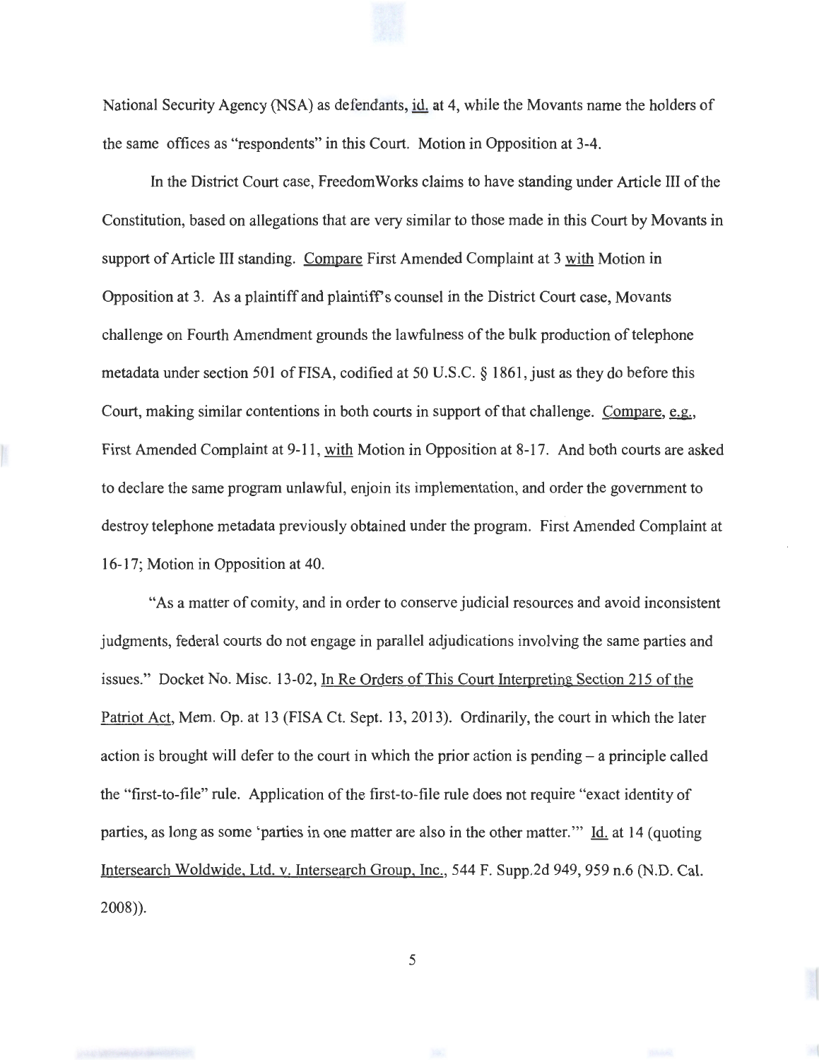National Security Agency (NSA) as defendants, id. at 4, while the Movants name the holders of the same offices as "respondents" in this Court. Motion in Opposition at 3-4.

In the District Court case, FreedomWorks claims to have standing under Article III of the Constitution, based on allegations that are very similar to those made in this Court by Movants in support of Article III standing. Compare First Amended Complaint at 3 with Motion in Opposition at 3. As a plaintiff and plaintiff's counsel in the District Court case, Movants challenge on Fourth Amendment grounds the lawfulness of the bulk production of telephone metadata under section 501 of FISA, codified at 50 U.S.C. § 1861, just as they do before this Court, making similar contentions in both courts in support of that challenge. Compare, e.g., First Amended Complaint at 9-11, with Motion in Opposition at 8-17. And both courts are asked to declare the same program unlawful, enjoin its implementation, and order the government to destroy telephone metadata previously obtained under the program. First Amended Complaint at 16-17; Motion in Opposition at 40.

"As a matter of comity, and in order to conserve judicial resources and avoid inconsistent judgments, federal courts do not engage in parallel adjudications involving the same parties and issues." Docket No. Misc. 13-02, In Re Orders of This Court Interpreting Section 215 of the Patriot Act, Mem. Op. at 13 (FISA Ct. Sept. 13, 2013). Ordinarily, the court in which the later action is brought will defer to the court in which the prior action is pending – a principle called the "first-to-file" rule. Application of the first-to-file rule does not require "exact identity of parties, as long as some 'parties in one matter are also in the other matter.'" Id. at 14 (quoting Intersearch Woldwide, Ltd. v. Intersearch Group, Inc., 544 F. Supp.2d 949, 959 n.6 (N.D. Cal. 2008)).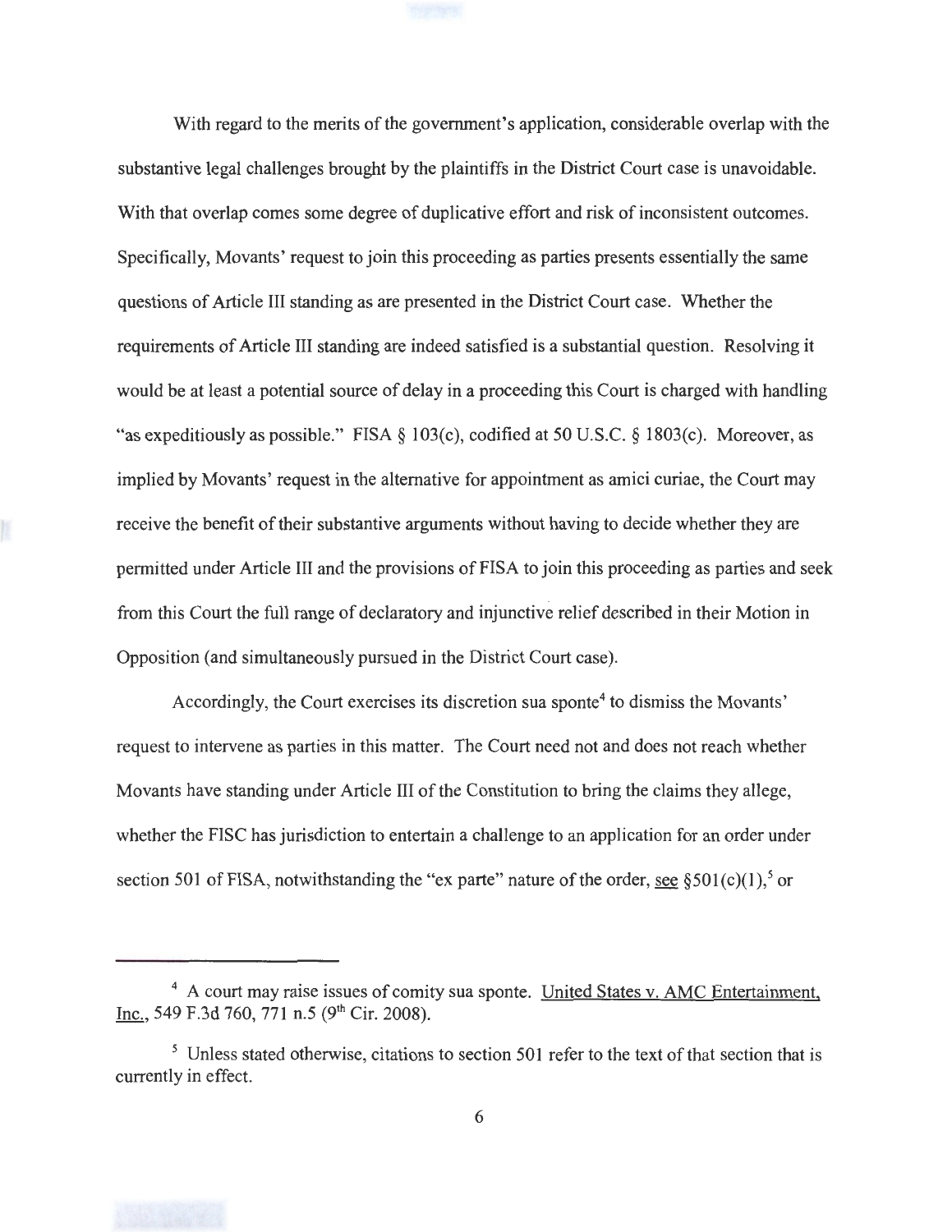With regard to the merits of the government's application, considerable overlap with the substantive legal challenges brought by the plaintiffs in the District Court case is unavoidable. With that overlap comes some degree of duplicative effort and risk of inconsistent outcomes. Specifically, Movants' request to join this proceeding as parties presents essentially the same questions of Article III standing as are presented in the District Court case. Whether the requirements of Article III standing are indeed satisfied is a substantial question. Resolving it would be at least a potential source of delay in a proceeding this Court is charged with handling "as expeditiously as possible." FISA § 103(c), codified at 50 U.S.C. § 1803(c). Moreover, as implied by Movants' request in the alternative for appointment as amici curiae, the Court may receive the benefit of their substantive arguments without having to decide whether they are permitted under Article III and the provisions of FISA to join this proceeding as parties and seek from this Court the full range of declaratory and injunctive relief described in their Motion in Opposition (and simultaneously pursued in the District Court case).

Accordingly, the Court exercises its discretion sua sponte[4] to dismiss the Movants' request to intervene as parties in this matter. The Court need not and does not reach whether Movants have standing under Article III of the Constitution to bring the claims they allege, whether the FISC has jurisdiction to entertain a challenge to an application for an order under section 501 of FISA, notwithstanding the "ex parte" nature of the order, see §501(c)(1),[5] or

---

[4] A court may raise issues of comity sua sponte. United States v. AMC Entertainment, Inc., 549 F.3d 760, 771 n.5 (9th Cir. 2008).

[5] Unless stated otherwise, citations to section 501 refer to the text of that section that is currently in effect.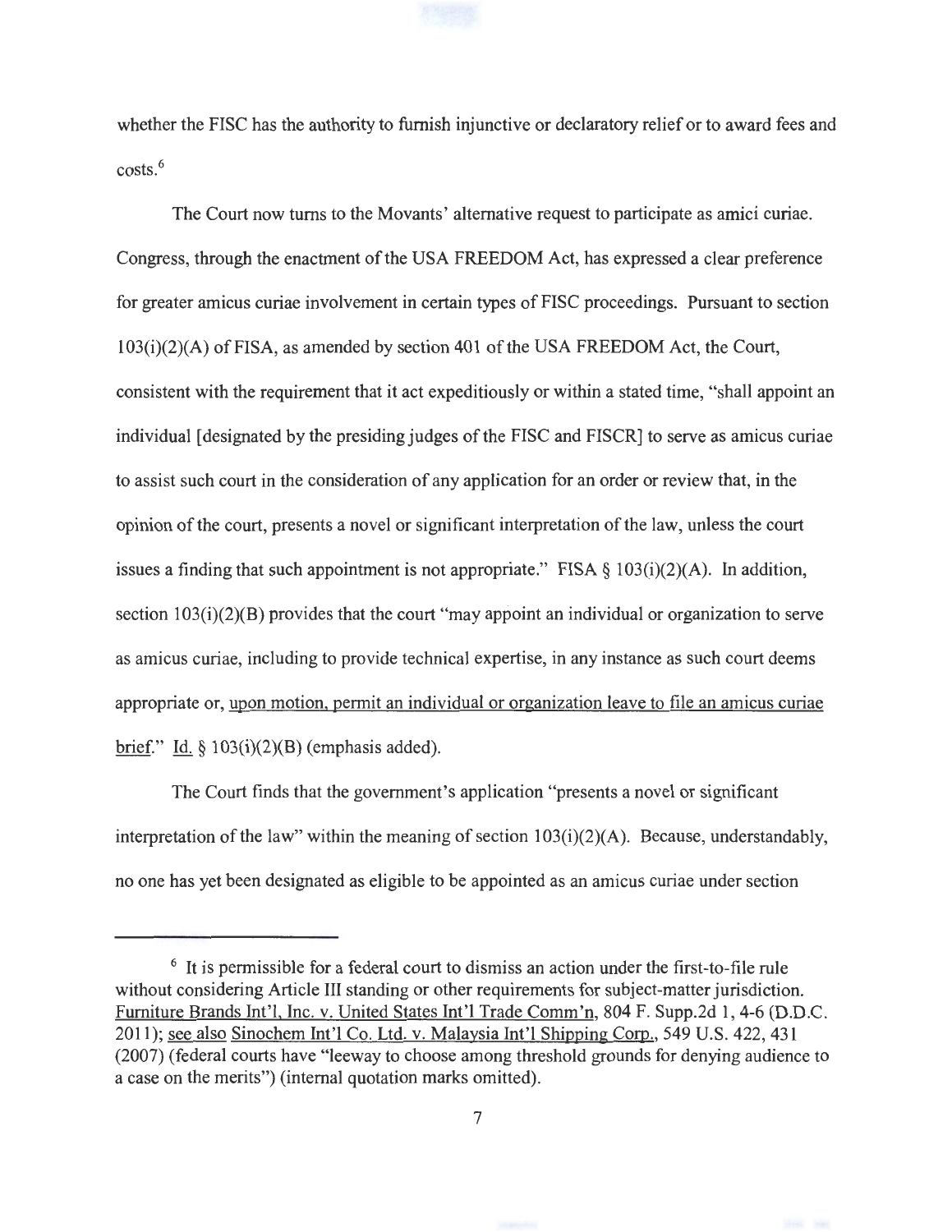whether the FISC has the authority to furnish injunctive or declaratory relief or to award fees and costs.[6]

The Court now turns to the Movants' alternative request to participate as amici curiae. Congress, through the enactment of the USA FREEDOM Act, has expressed a clear preference for greater amicus curiae involvement in certain types of FISC proceedings. Pursuant to section 103(i)(2)(A) of FISA, as amended by section 401 of the USA FREEDOM Act, the Court, consistent with the requirement that it act expeditiously or within a stated time, "shall appoint an individual [designated by the presiding judges of the FISC and FISCR] to serve as amicus curiae to assist such court in the consideration of any application for an order or review that, in the opinion of the court, presents a novel or significant interpretation of the law, unless the court issues a finding that such appointment is not appropriate." FISA § 103(i)(2)(A). In addition, section 103(i)(2)(B) provides that the court "may appoint an individual or organization to serve as amicus curiae, including to provide technical expertise, in any instance as such court deems appropriate or, <u>upon motion, permit an individual or organization leave to file an amicus curiae brief</u>." <u>Id.</u> § 103(i)(2)(B) (emphasis added).

The Court finds that the government's application "presents a novel or significant interpretation of the law" within the meaning of section 103(i)(2)(A). Because, understandably, no one has yet been designated as eligible to be appointed as an amicus curiae under section

---

[6] It is permissible for a federal court to dismiss an action under the first-to-file rule without considering Article III standing or other requirements for subject-matter jurisdiction. <u>Furniture Brands Int'l, Inc. v. United States Int'l Trade Comm'n</u>, 804 F. Supp.2d 1, 4-6 (D.D.C. 2011); <u>see also Sinochem Int'l Co. Ltd. v. Malaysia Int'l Shipping Corp.</u>, 549 U.S. 422, 431 (2007) (federal courts have "leeway to choose among threshold grounds for denying audience to a case on the merits") (internal quotation marks omitted).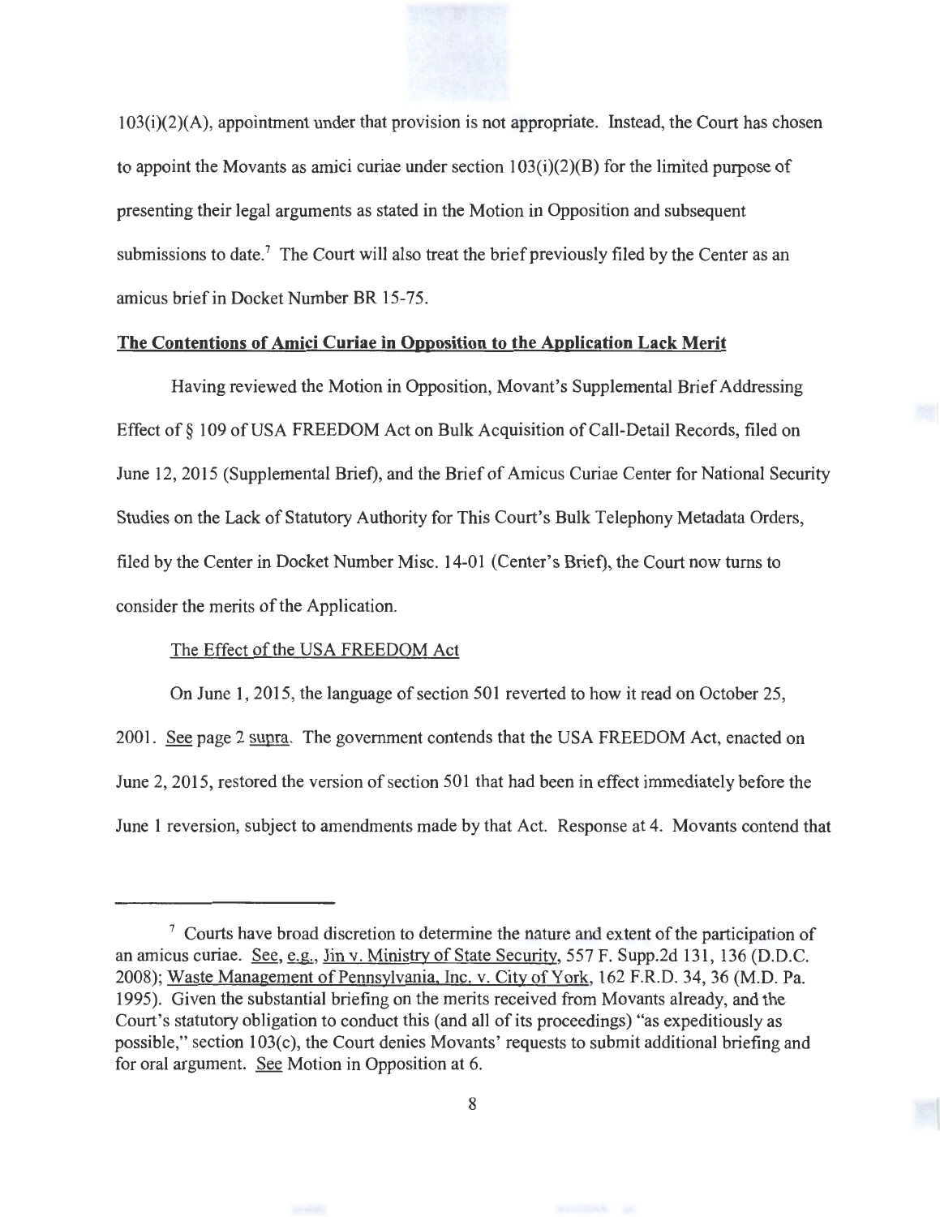103(i)(2)(A), appointment under that provision is not appropriate. Instead, the Court has chosen to appoint the Movants as amici curiae under section 103(i)(2)(B) for the limited purpose of presenting their legal arguments as stated in the Motion in Opposition and subsequent submissions to date.[7] The Court will also treat the brief previously filed by the Center as an amicus brief in Docket Number BR 15-75.

**The Contentions of Amici Curiae in Opposition to the Application Lack Merit**

Having reviewed the Motion in Opposition, Movant's Supplemental Brief Addressing Effect of § 109 of USA FREEDOM Act on Bulk Acquisition of Call-Detail Records, filed on June 12, 2015 (Supplemental Brief), and the Brief of Amicus Curiae Center for National Security Studies on the Lack of Statutory Authority for This Court's Bulk Telephony Metadata Orders, filed by the Center in Docket Number Misc. 14-01 (Center's Brief), the Court now turns to consider the merits of the Application.

The Effect of the USA FREEDOM Act

On June 1, 2015, the language of section 501 reverted to how it read on October 25, 2001. See page 2 supra. The government contends that the USA FREEDOM Act, enacted on June 2, 2015, restored the version of section 501 that had been in effect immediately before the June 1 reversion, subject to amendments made by that Act. Response at 4. Movants contend that

---

[7] Courts have broad discretion to determine the nature and extent of the participation of an amicus curiae. See, e.g., Jin v. Ministry of State Security, 557 F. Supp.2d 131, 136 (D.D.C. 2008); Waste Management of Pennsylvania, Inc. v. City of York, 162 F.R.D. 34, 36 (M.D. Pa. 1995). Given the substantial briefing on the merits received from Movants already, and the Court's statutory obligation to conduct this (and all of its proceedings) "as expeditiously as possible," section 103(c), the Court denies Movants' requests to submit additional briefing and for oral argument. See Motion in Opposition at 6.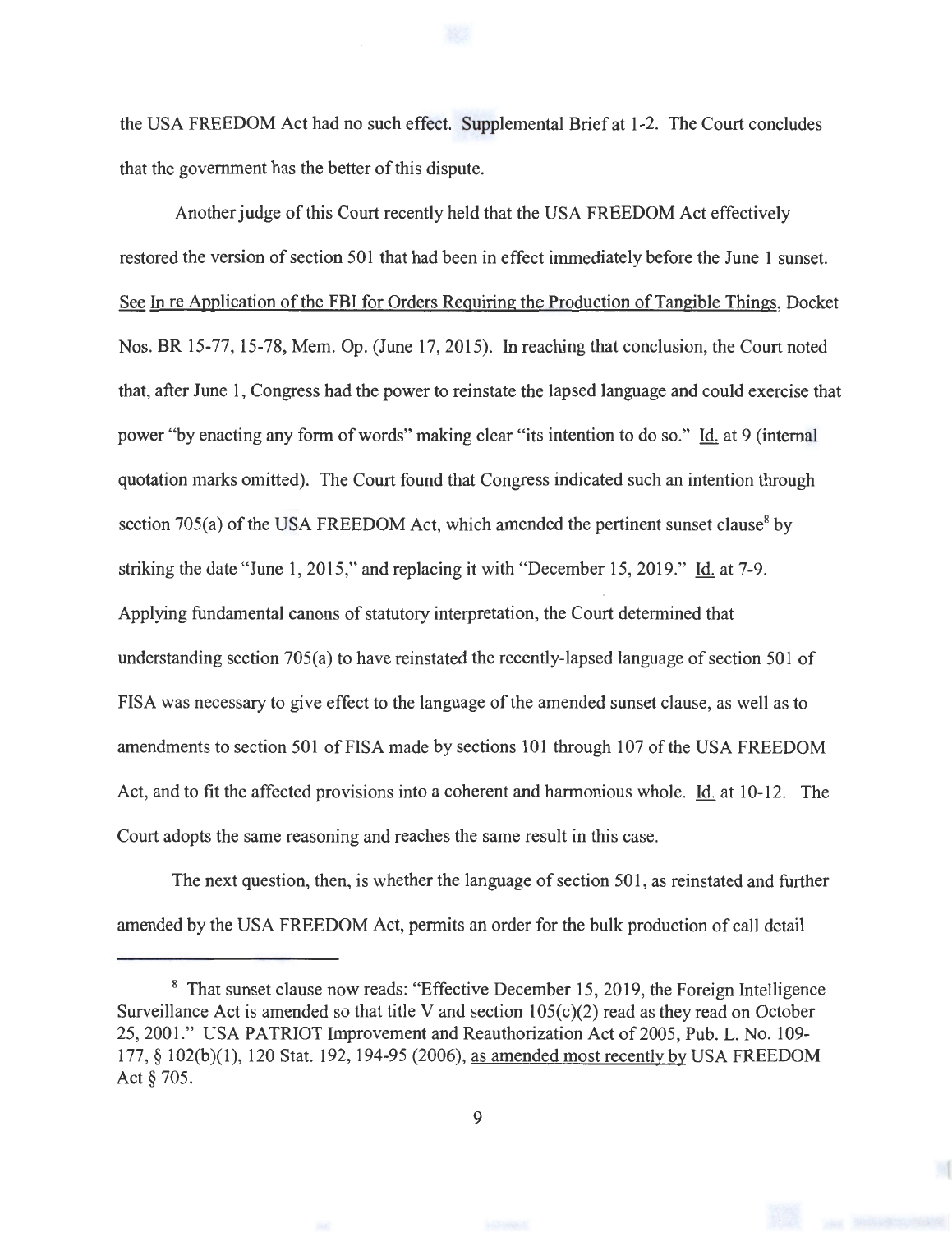the USA FREEDOM Act had no such effect. Supplemental Brief at 1-2. The Court concludes that the government has the better of this dispute.

Another judge of this Court recently held that the USA FREEDOM Act effectively restored the version of section 501 that had been in effect immediately before the June 1 sunset. See In re Application of the FBI for Orders Requiring the Production of Tangible Things, Docket Nos. BR 15-77, 15-78, Mem. Op. (June 17, 2015). In reaching that conclusion, the Court noted that, after June 1, Congress had the power to reinstate the lapsed language and could exercise that power "by enacting any form of words" making clear "its intention to do so." Id. at 9 (internal quotation marks omitted). The Court found that Congress indicated such an intention through section 705(a) of the USA FREEDOM Act, which amended the pertinent sunset clause[8] by striking the date "June 1, 2015," and replacing it with "December 15, 2019." Id. at 7-9. Applying fundamental canons of statutory interpretation, the Court determined that understanding section 705(a) to have reinstated the recently-lapsed language of section 501 of FISA was necessary to give effect to the language of the amended sunset clause, as well as to amendments to section 501 of FISA made by sections 101 through 107 of the USA FREEDOM Act, and to fit the affected provisions into a coherent and harmonious whole. Id. at 10-12. The Court adopts the same reasoning and reaches the same result in this case.

The next question, then, is whether the language of section 501, as reinstated and further amended by the USA FREEDOM Act, permits an order for the bulk production of call detail

---

[8] That sunset clause now reads: "Effective December 15, 2019, the Foreign Intelligence Surveillance Act is amended so that title V and section 105(c)(2) read as they read on October 25, 2001." USA PATRIOT Improvement and Reauthorization Act of 2005, Pub. L. No. 109-177, § 102(b)(1), 120 Stat. 192, 194-95 (2006), as amended most recently by USA FREEDOM Act § 705.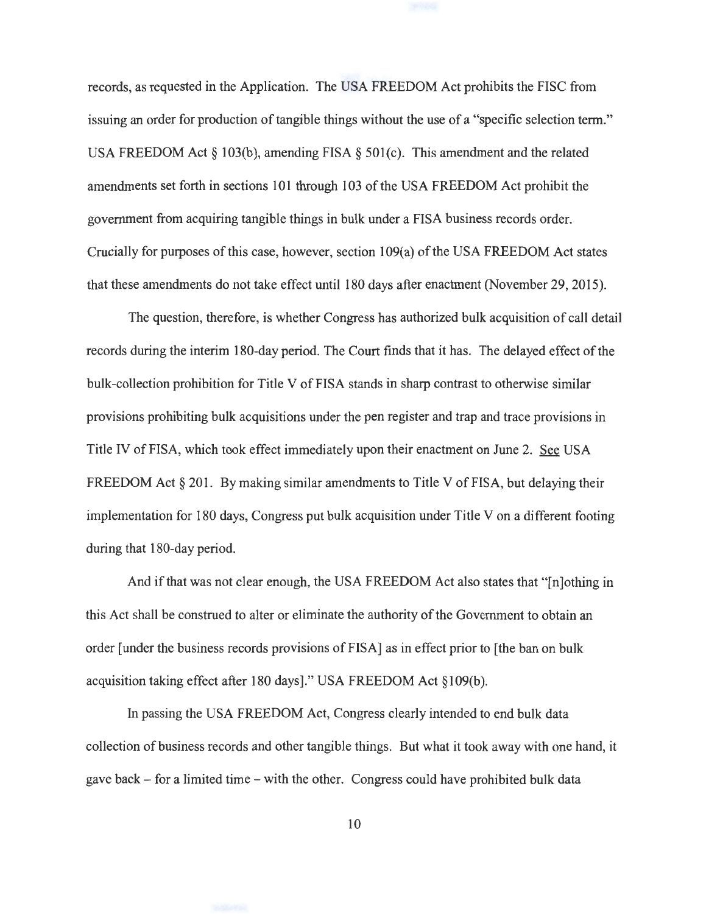records, as requested in the Application. The USA FREEDOM Act prohibits the FISC from issuing an order for production of tangible things without the use of a "specific selection term." USA FREEDOM Act § 103(b), amending FISA § 501(c). This amendment and the related amendments set forth in sections 101 through 103 of the USA FREEDOM Act prohibit the government from acquiring tangible things in bulk under a FISA business records order. Crucially for purposes of this case, however, section 109(a) of the USA FREEDOM Act states that these amendments do not take effect until 180 days after enactment (November 29, 2015).

The question, therefore, is whether Congress has authorized bulk acquisition of call detail records during the interim 180-day period. The Court finds that it has. The delayed effect of the bulk-collection prohibition for Title V of FISA stands in sharp contrast to otherwise similar provisions prohibiting bulk acquisitions under the pen register and trap and trace provisions in Title IV of FISA, which took effect immediately upon their enactment on June 2. See USA FREEDOM Act § 201. By making similar amendments to Title V of FISA, but delaying their implementation for 180 days, Congress put bulk acquisition under Title V on a different footing during that 180-day period.

And if that was not clear enough, the USA FREEDOM Act also states that "[n]othing in this Act shall be construed to alter or eliminate the authority of the Government to obtain an order [under the business records provisions of FISA] as in effect prior to [the ban on bulk acquisition taking effect after 180 days]." USA FREEDOM Act §109(b).

In passing the USA FREEDOM Act, Congress clearly intended to end bulk data collection of business records and other tangible things. But what it took away with one hand, it gave back – for a limited time – with the other. Congress could have prohibited bulk data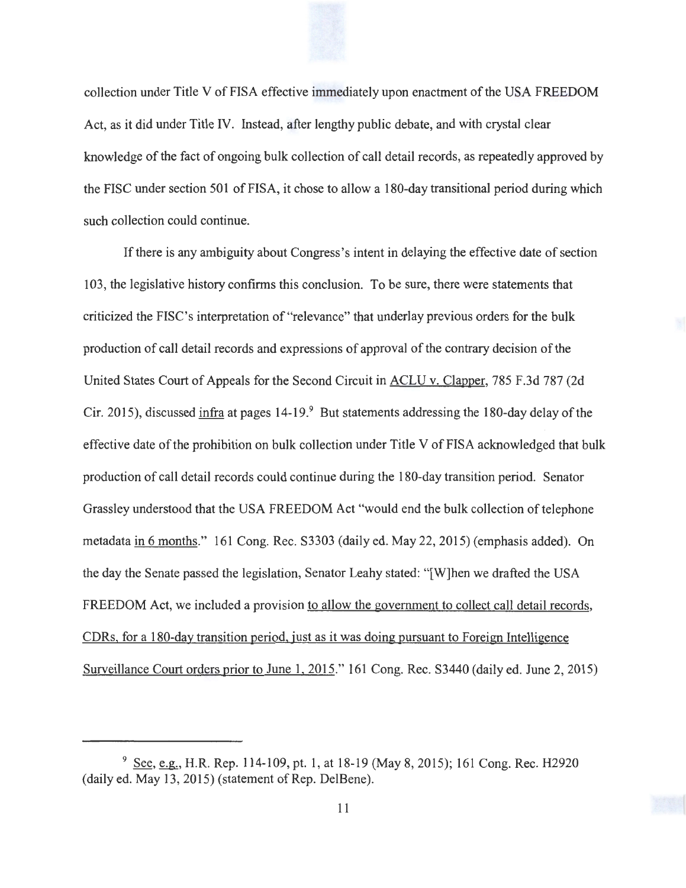collection under Title V of FISA effective immediately upon enactment of the USA FREEDOM Act, as it did under Title IV. Instead, after lengthy public debate, and with crystal clear knowledge of the fact of ongoing bulk collection of call detail records, as repeatedly approved by the FISC under section 501 of FISA, it chose to allow a 180-day transitional period during which such collection could continue.

If there is any ambiguity about Congress's intent in delaying the effective date of section 103, the legislative history confirms this conclusion. To be sure, there were statements that criticized the FISC's interpretation of "relevance" that underlay previous orders for the bulk production of call detail records and expressions of approval of the contrary decision of the United States Court of Appeals for the Second Circuit in ACLU v. Clapper, 785 F.3d 787 (2d Cir. 2015), discussed infra at pages 14-19.[9] But statements addressing the 180-day delay of the effective date of the prohibition on bulk collection under Title V of FISA acknowledged that bulk production of call detail records could continue during the 180-day transition period. Senator Grassley understood that the USA FREEDOM Act "would end the bulk collection of telephone metadata in 6 months." 161 Cong. Rec. S3303 (daily ed. May 22, 2015) (emphasis added). On the day the Senate passed the legislation, Senator Leahy stated: "[W]hen we drafted the USA FREEDOM Act, we included a provision to allow the government to collect call detail records, CDRs, for a 180-day transition period, just as it was doing pursuant to Foreign Intelligence Surveillance Court orders prior to June 1, 2015." 161 Cong. Rec. S3440 (daily ed. June 2, 2015)

---

[9] See, e.g., H.R. Rep. 114-109, pt. 1, at 18-19 (May 8, 2015); 161 Cong. Rec. H2920 (daily ed. May 13, 2015) (statement of Rep. DelBene).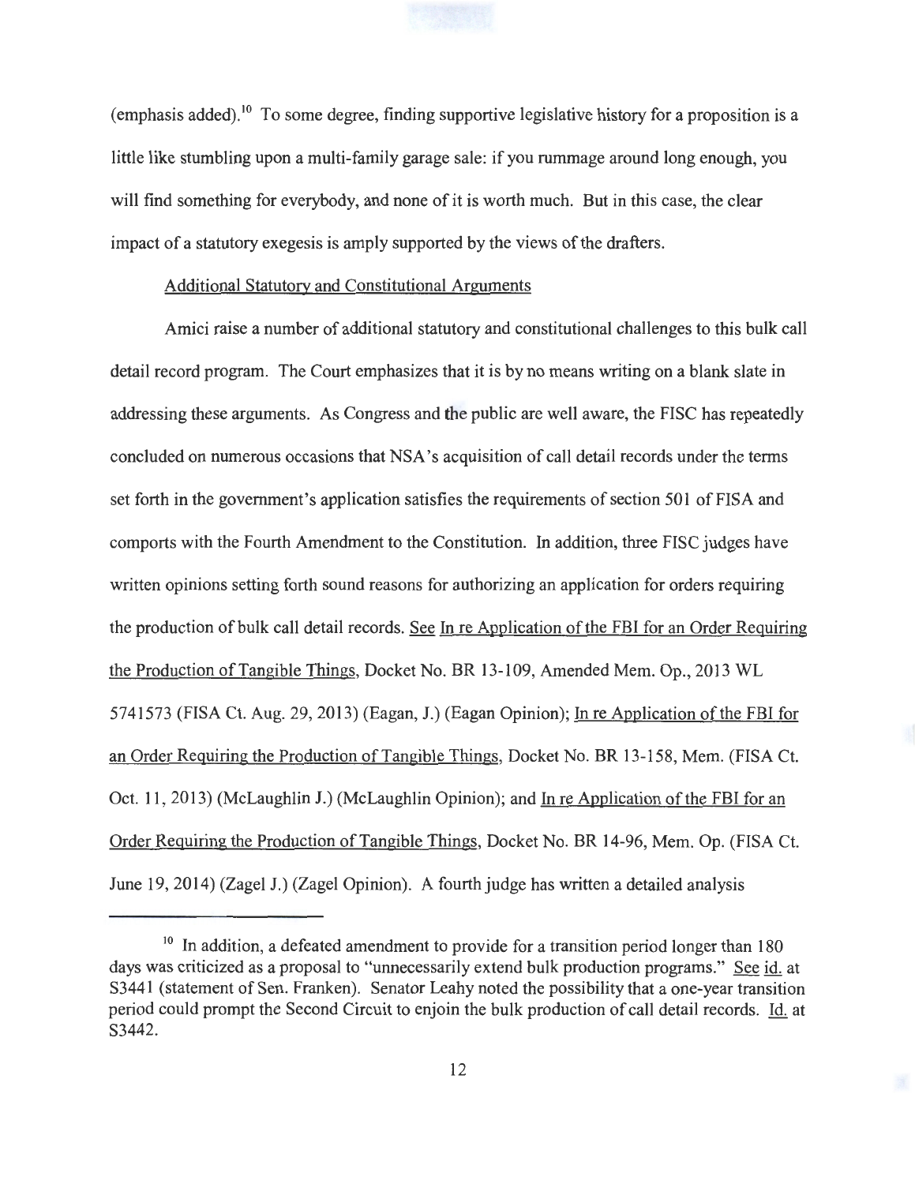(emphasis added).[10] To some degree, finding supportive legislative history for a proposition is a little like stumbling upon a multi-family garage sale: if you rummage around long enough, you will find something for everybody, and none of it is worth much. But in this case, the clear impact of a statutory exegesis is amply supported by the views of the drafters.

Additional Statutory and Constitutional Arguments

Amici raise a number of additional statutory and constitutional challenges to this bulk call detail record program. The Court emphasizes that it is by no means writing on a blank slate in addressing these arguments. As Congress and the public are well aware, the FISC has repeatedly concluded on numerous occasions that NSA's acquisition of call detail records under the terms set forth in the government's application satisfies the requirements of section 501 of FISA and comports with the Fourth Amendment to the Constitution. In addition, three FISC judges have written opinions setting forth sound reasons for authorizing an application for orders requiring the production of bulk call detail records. See In re Application of the FBI for an Order Requiring the Production of Tangible Things, Docket No. BR 13-109, Amended Mem. Op., 2013 WL 5741573 (FISA Ct. Aug. 29, 2013) (Eagan, J.) (Eagan Opinion); In re Application of the FBI for an Order Requiring the Production of Tangible Things, Docket No. BR 13-158, Mem. (FISA Ct. Oct. 11, 2013) (McLaughlin J.) (McLaughlin Opinion); and In re Application of the FBI for an Order Requiring the Production of Tangible Things, Docket No. BR 14-96, Mem. Op. (FISA Ct. June 19, 2014) (Zagel J.) (Zagel Opinion). A fourth judge has written a detailed analysis

[10] In addition, a defeated amendment to provide for a transition period longer than 180 days was criticized as a proposal to "unnecessarily extend bulk production programs." See id. at S3441 (statement of Sen. Franken). Senator Leahy noted the possibility that a one-year transition period could prompt the Second Circuit to enjoin the bulk production of call detail records. Id. at S3442.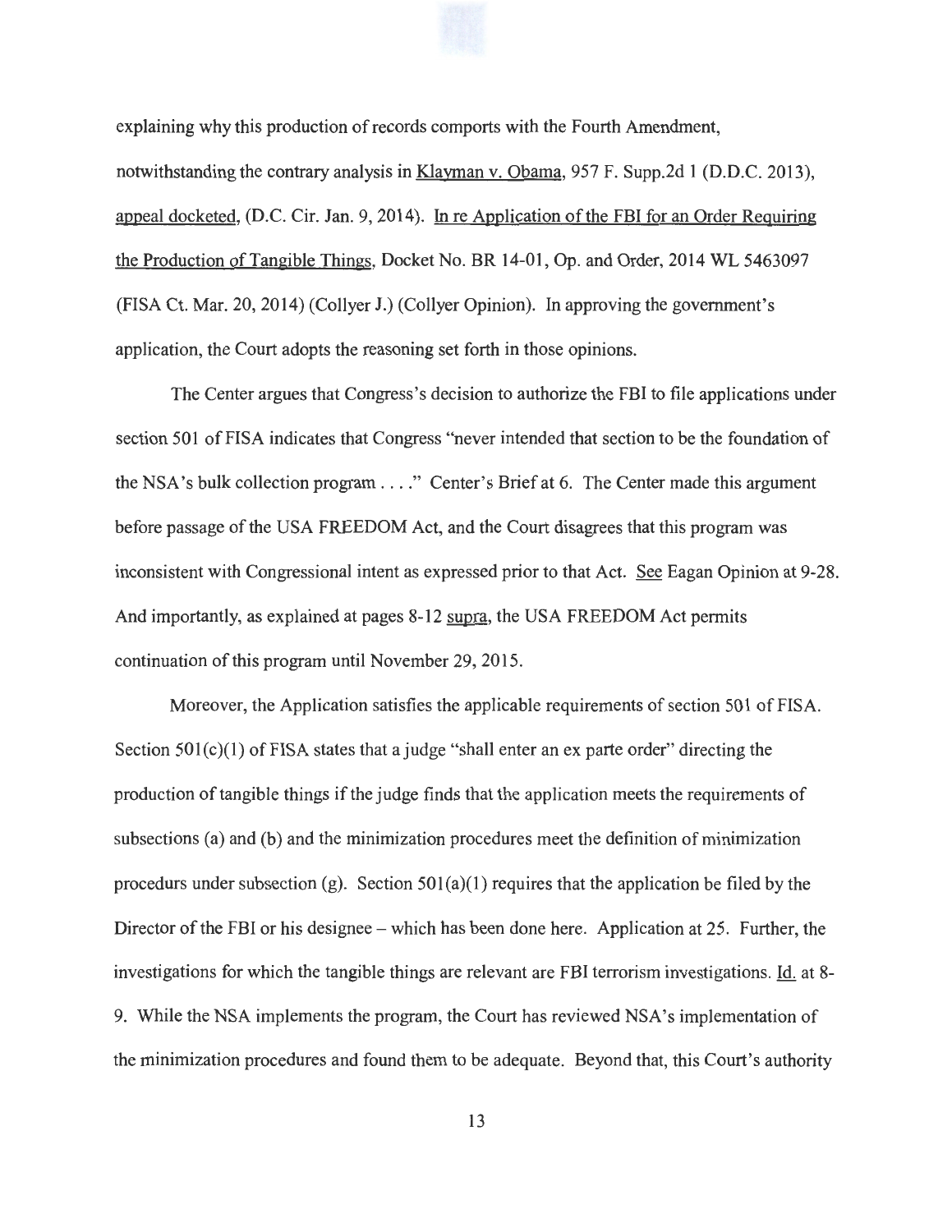explaining why this production of records comports with the Fourth Amendment, notwithstanding the contrary analysis in Klayman v. Obama, 957 F. Supp.2d 1 (D.D.C. 2013), appeal docketed, (D.C. Cir. Jan. 9, 2014). In re Application of the FBI for an Order Requiring the Production of Tangible Things, Docket No. BR 14-01, Op. and Order, 2014 WL 5463097 (FISA Ct. Mar. 20, 2014) (Collyer J.) (Collyer Opinion). In approving the government's application, the Court adopts the reasoning set forth in those opinions.

The Center argues that Congress's decision to authorize the FBI to file applications under section 501 of FISA indicates that Congress "never intended that section to be the foundation of the NSA's bulk collection program . . . ." Center's Brief at 6. The Center made this argument before passage of the USA FREEDOM Act, and the Court disagrees that this program was inconsistent with Congressional intent as expressed prior to that Act. See Eagan Opinion at 9-28. And importantly, as explained at pages 8-12 supra, the USA FREEDOM Act permits continuation of this program until November 29, 2015.

Moreover, the Application satisfies the applicable requirements of section 501 of FISA. Section 501(c)(1) of FISA states that a judge "shall enter an ex parte order" directing the production of tangible things if the judge finds that the application meets the requirements of subsections (a) and (b) and the minimization procedures meet the definition of minimization procedurs under subsection (g). Section 501(a)(1) requires that the application be filed by the Director of the FBI or his designee – which has been done here. Application at 25. Further, the investigations for which the tangible things are relevant are FBI terrorism investigations. Id. at 8-9. While the NSA implements the program, the Court has reviewed NSA's implementation of the minimization procedures and found them to be adequate. Beyond that, this Court's authority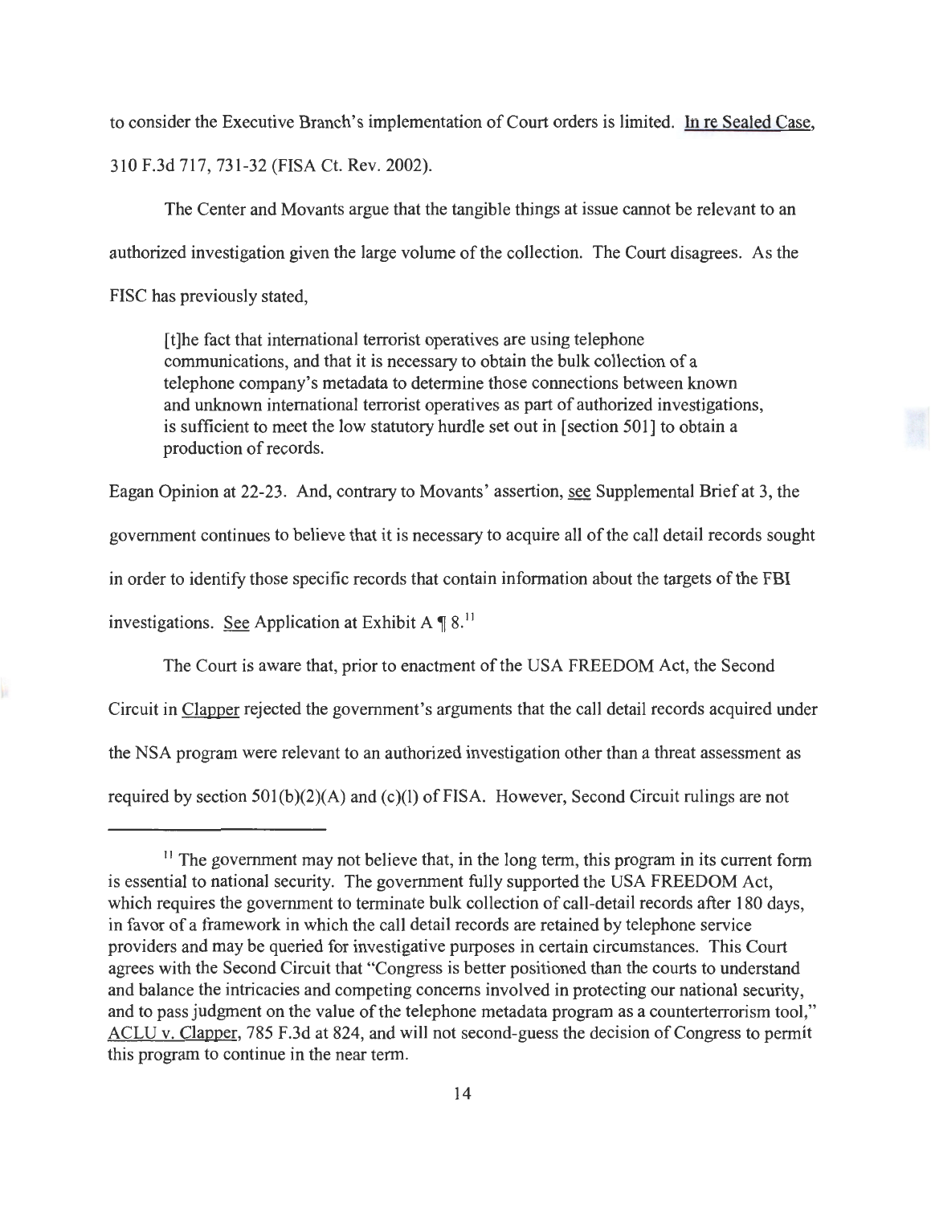to consider the Executive Branch's implementation of Court orders is limited. In re Sealed Case, 310 F.3d 717, 731-32 (FISA Ct. Rev. 2002).

The Center and Movants argue that the tangible things at issue cannot be relevant to an authorized investigation given the large volume of the collection. The Court disagrees. As the FISC has previously stated,

> [t]he fact that international terrorist operatives are using telephone communications, and that it is necessary to obtain the bulk collection of a telephone company's metadata to determine those connections between known and unknown international terrorist operatives as part of authorized investigations, is sufficient to meet the low statutory hurdle set out in [section 501] to obtain a production of records.

Eagan Opinion at 22-23. And, contrary to Movants' assertion, see Supplemental Brief at 3, the government continues to believe that it is necessary to acquire all of the call detail records sought in order to identify those specific records that contain information about the targets of the FBI investigations. See Application at Exhibit A ¶ 8.[11]

The Court is aware that, prior to enactment of the USA FREEDOM Act, the Second Circuit in Clapper rejected the government's arguments that the call detail records acquired under the NSA program were relevant to an authorized investigation other than a threat assessment as required by section 501(b)(2)(A) and (c)(1) of FISA. However, Second Circuit rulings are not

---

[11] The government may not believe that, in the long term, this program in its current form is essential to national security. The government fully supported the USA FREEDOM Act, which requires the government to terminate bulk collection of call-detail records after 180 days, in favor of a framework in which the call detail records are retained by telephone service providers and may be queried for investigative purposes in certain circumstances. This Court agrees with the Second Circuit that "Congress is better positioned than the courts to understand and balance the intricacies and competing concerns involved in protecting our national security, and to pass judgment on the value of the telephone metadata program as a counterterrorism tool," ACLU v. Clapper, 785 F.3d at 824, and will not second-guess the decision of Congress to permit this program to continue in the near term.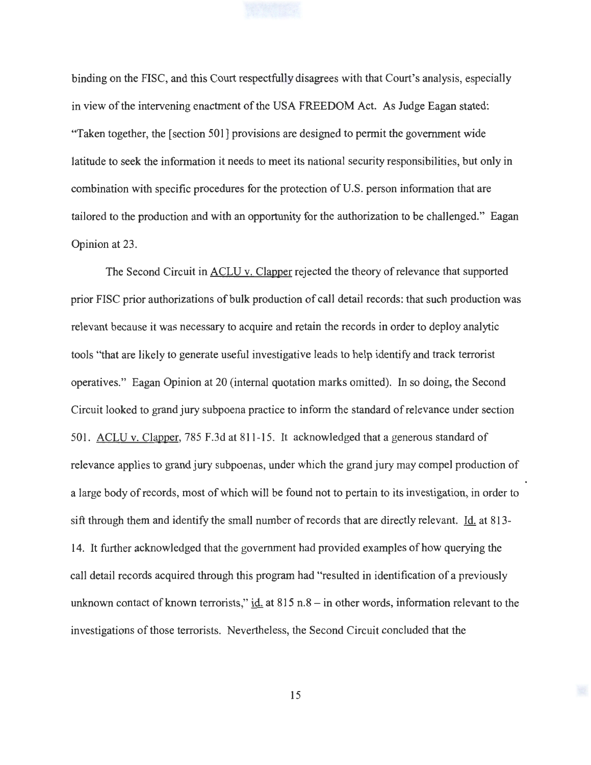binding on the FISC, and this Court respectfully disagrees with that Court's analysis, especially in view of the intervening enactment of the USA FREEDOM Act. As Judge Eagan stated: "Taken together, the [section 501] provisions are designed to permit the government wide latitude to seek the information it needs to meet its national security responsibilities, but only in combination with specific procedures for the protection of U.S. person information that are tailored to the production and with an opportunity for the authorization to be challenged." Eagan Opinion at 23.

The Second Circuit in ACLU v. Clapper rejected the theory of relevance that supported prior FISC prior authorizations of bulk production of call detail records: that such production was relevant because it was necessary to acquire and retain the records in order to deploy analytic tools "that are likely to generate useful investigative leads to help identify and track terrorist operatives." Eagan Opinion at 20 (internal quotation marks omitted). In so doing, the Second Circuit looked to grand jury subpoena practice to inform the standard of relevance under section 501. ACLU v. Clapper, 785 F.3d at 811-15. It acknowledged that a generous standard of relevance applies to grand jury subpoenas, under which the grand jury may compel production of a large body of records, most of which will be found not to pertain to its investigation, in order to sift through them and identify the small number of records that are directly relevant. Id. at 813-14. It further acknowledged that the government had provided examples of how querying the call detail records acquired through this program had "resulted in identification of a previously unknown contact of known terrorists," id. at 815 n.8 – in other words, information relevant to the investigations of those terrorists. Nevertheless, the Second Circuit concluded that the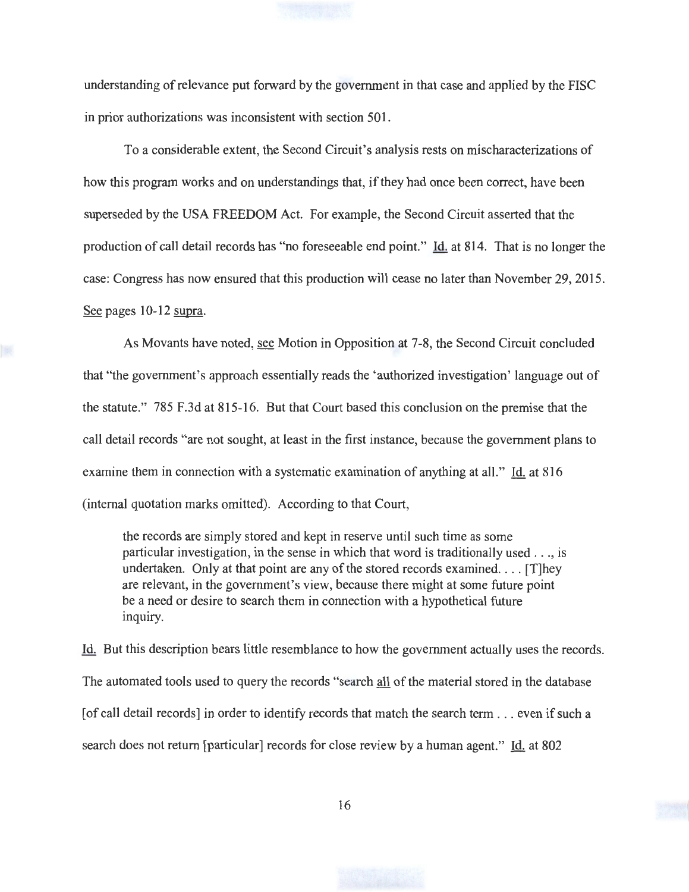understanding of relevance put forward by the government in that case and applied by the FISC in prior authorizations was inconsistent with section 501.

To a considerable extent, the Second Circuit's analysis rests on mischaracterizations of how this program works and on understandings that, if they had once been correct, have been superseded by the USA FREEDOM Act. For example, the Second Circuit asserted that the production of call detail records has "no foreseeable end point." Id. at 814. That is no longer the case: Congress has now ensured that this production will cease no later than November 29, 2015. See pages 10-12 supra.

As Movants have noted, see Motion in Opposition at 7-8, the Second Circuit concluded that "the government's approach essentially reads the 'authorized investigation' language out of the statute." 785 F.3d at 815-16. But that Court based this conclusion on the premise that the call detail records "are not sought, at least in the first instance, because the government plans to examine them in connection with a systematic examination of anything at all." Id. at 816 (internal quotation marks omitted). According to that Court,

> the records are simply stored and kept in reserve until such time as some particular investigation, in the sense in which that word is traditionally used . . ., is undertaken. Only at that point are any of the stored records examined. . . . [T]hey are relevant, in the government's view, because there might at some future point be a need or desire to search them in connection with a hypothetical future inquiry.

Id. But this description bears little resemblance to how the government actually uses the records. The automated tools used to query the records "search all of the material stored in the database [of call detail records] in order to identify records that match the search term . . . even if such a search does not return [particular] records for close review by a human agent." Id. at 802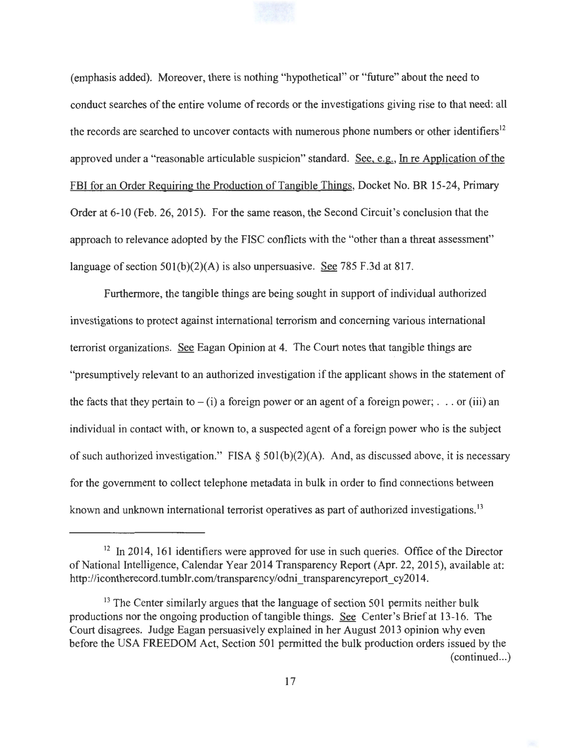(emphasis added). Moreover, there is nothing "hypothetical" or "future" about the need to conduct searches of the entire volume of records or the investigations giving rise to that need: all the records are searched to uncover contacts with numerous phone numbers or other identifiers[12] approved under a "reasonable articulable suspicion" standard. See, e.g., In re Application of the FBI for an Order Requiring the Production of Tangible Things, Docket No. BR 15-24, Primary Order at 6-10 (Feb. 26, 2015). For the same reason, the Second Circuit's conclusion that the approach to relevance adopted by the FISC conflicts with the "other than a threat assessment" language of section 501(b)(2)(A) is also unpersuasive. See 785 F.3d at 817.

Furthermore, the tangible things are being sought in support of individual authorized investigations to protect against international terrorism and concerning various international terrorist organizations. See Eagan Opinion at 4. The Court notes that tangible things are "presumptively relevant to an authorized investigation if the applicant shows in the statement of the facts that they pertain to – (i) a foreign power or an agent of a foreign power; . . . or (iii) an individual in contact with, or known to, a suspected agent of a foreign power who is the subject of such authorized investigation." FISA § 501(b)(2)(A). And, as discussed above, it is necessary for the government to collect telephone metadata in bulk in order to find connections between known and unknown international terrorist operatives as part of authorized investigations.[13]

---

[12] In 2014, 161 identifiers were approved for use in such queries. Office of the Director of National Intelligence, Calendar Year 2014 Transparency Report (Apr. 22, 2015), available at: http://icontherecord.tumblr.com/transparency/odni_transparencyreport_cy2014.

[13] The Center similarly argues that the language of section 501 permits neither bulk productions nor the ongoing production of tangible things. See Center's Brief at 13-16. The Court disagrees. Judge Eagan persuasively explained in her August 2013 opinion why even before the USA FREEDOM Act, Section 501 permitted the bulk production orders issued by the (continued...)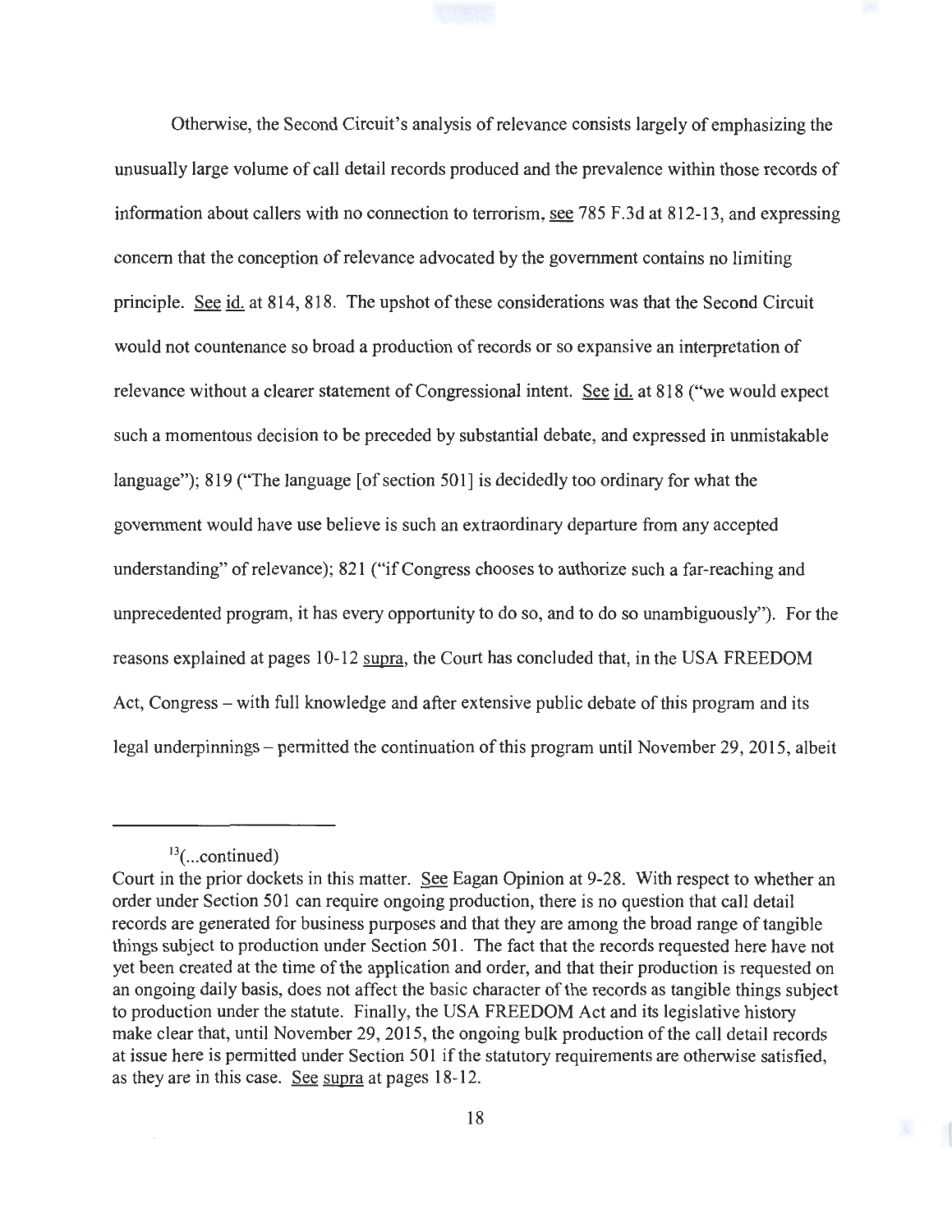Otherwise, the Second Circuit's analysis of relevance consists largely of emphasizing the unusually large volume of call detail records produced and the prevalence within those records of information about callers with no connection to terrorism, see 785 F.3d at 812-13, and expressing concern that the conception of relevance advocated by the government contains no limiting principle. See id. at 814, 818. The upshot of these considerations was that the Second Circuit would not countenance so broad a production of records or so expansive an interpretation of relevance without a clearer statement of Congressional intent. See id. at 818 ("we would expect such a momentous decision to be preceded by substantial debate, and expressed in unmistakable language"); 819 ("The language [of section 501] is decidedly too ordinary for what the government would have use believe is such an extraordinary departure from any accepted understanding" of relevance); 821 ("if Congress chooses to authorize such a far-reaching and unprecedented program, it has every opportunity to do so, and to do so unambiguously"). For the reasons explained at pages 10-12 supra, the Court has concluded that, in the USA FREEDOM Act, Congress – with full knowledge and after extensive public debate of this program and its legal underpinnings – permitted the continuation of this program until November 29, 2015, albeit

---

[13](...continued)
Court in the prior dockets in this matter. See Eagan Opinion at 9-28. With respect to whether an order under Section 501 can require ongoing production, there is no question that call detail records are generated for business purposes and that they are among the broad range of tangible things subject to production under Section 501. The fact that the records requested here have not yet been created at the time of the application and order, and that their production is requested on an ongoing daily basis, does not affect the basic character of the records as tangible things subject to production under the statute. Finally, the USA FREEDOM Act and its legislative history make clear that, until November 29, 2015, the ongoing bulk production of the call detail records at issue here is permitted under Section 501 if the statutory requirements are otherwise satisfied, as they are in this case. See supra at pages 18-12.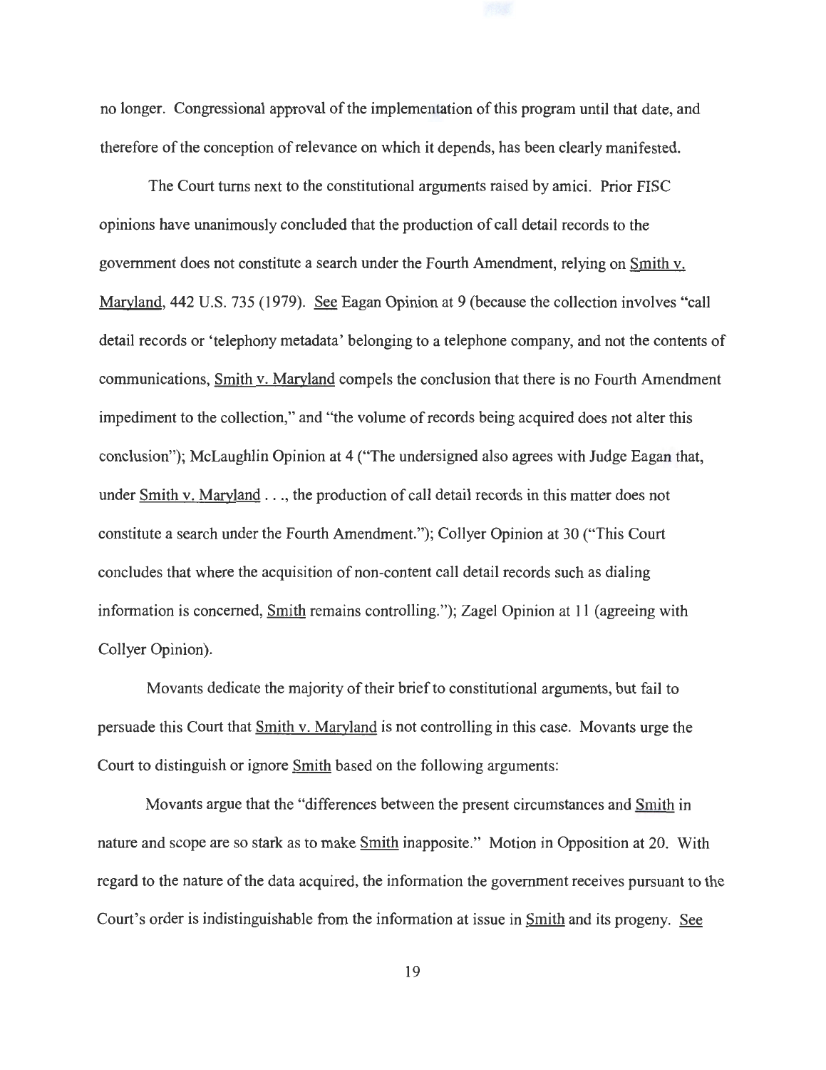no longer. Congressional approval of the implementation of this program until that date, and therefore of the conception of relevance on which it depends, has been clearly manifested.

The Court turns next to the constitutional arguments raised by amici. Prior FISC opinions have unanimously concluded that the production of call detail records to the government does not constitute a search under the Fourth Amendment, relying on Smith v. Maryland, 442 U.S. 735 (1979). See Eagan Opinion at 9 (because the collection involves "call detail records or 'telephony metadata' belonging to a telephone company, and not the contents of communications, Smith v. Maryland compels the conclusion that there is no Fourth Amendment impediment to the collection," and "the volume of records being acquired does not alter this conclusion"); McLaughlin Opinion at 4 ("The undersigned also agrees with Judge Eagan that, under Smith v. Maryland . . ., the production of call detail records in this matter does not constitute a search under the Fourth Amendment."); Collyer Opinion at 30 ("This Court concludes that where the acquisition of non-content call detail records such as dialing information is concerned, Smith remains controlling."); Zagel Opinion at 11 (agreeing with Collyer Opinion).

Movants dedicate the majority of their brief to constitutional arguments, but fail to persuade this Court that Smith v. Maryland is not controlling in this case. Movants urge the Court to distinguish or ignore Smith based on the following arguments:

Movants argue that the "differences between the present circumstances and Smith in nature and scope are so stark as to make Smith inapposite." Motion in Opposition at 20. With regard to the nature of the data acquired, the information the government receives pursuant to the Court's order is indistinguishable from the information at issue in Smith and its progeny. See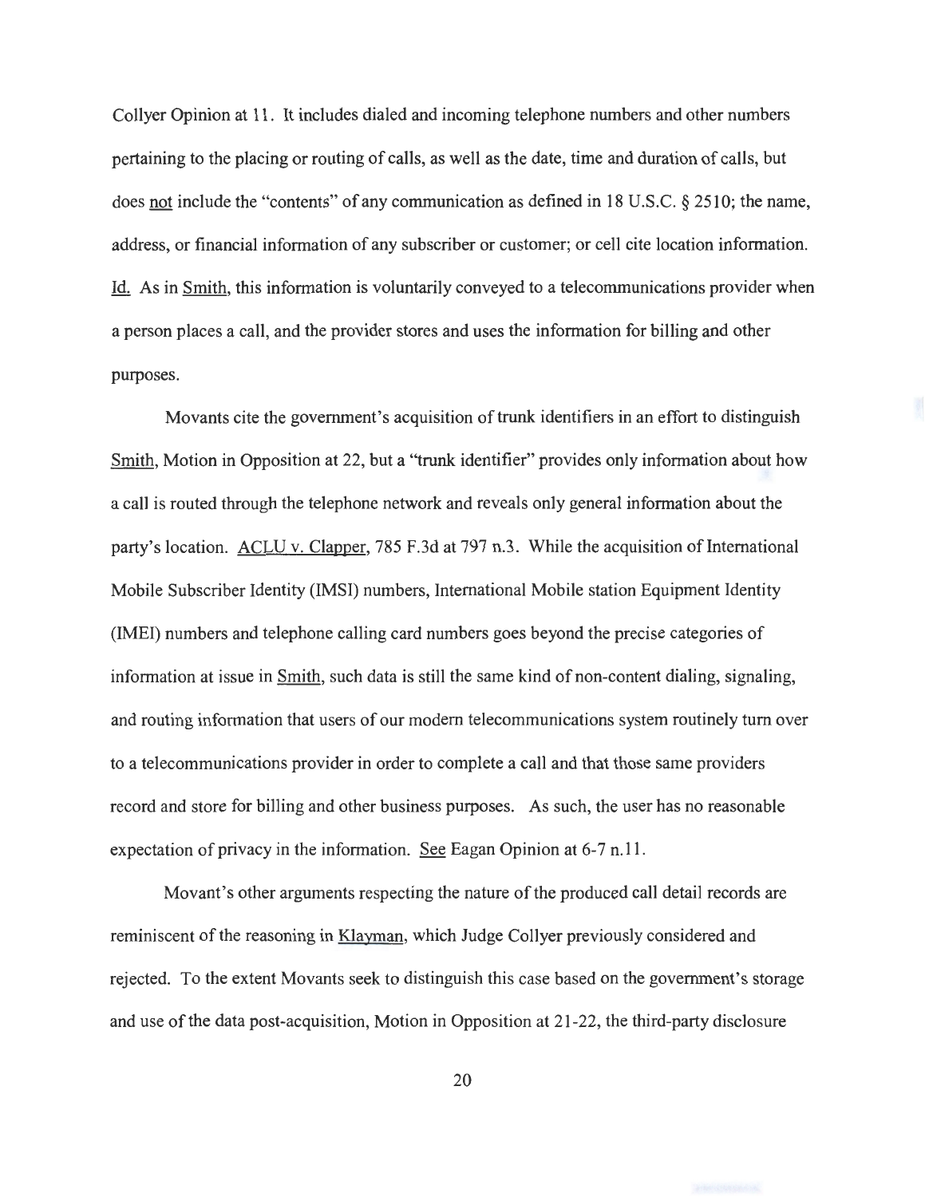Collyer Opinion at 11. It includes dialed and incoming telephone numbers and other numbers pertaining to the placing or routing of calls, as well as the date, time and duration of calls, but does not include the "contents" of any communication as defined in 18 U.S.C. § 2510; the name, address, or financial information of any subscriber or customer; or cell cite location information. Id. As in Smith, this information is voluntarily conveyed to a telecommunications provider when a person places a call, and the provider stores and uses the information for billing and other purposes.

Movants cite the government's acquisition of trunk identifiers in an effort to distinguish Smith, Motion in Opposition at 22, but a "trunk identifier" provides only information about how a call is routed through the telephone network and reveals only general information about the party's location. ACLU v. Clapper, 785 F.3d at 797 n.3. While the acquisition of International Mobile Subscriber Identity (IMSI) numbers, International Mobile station Equipment Identity (IMEI) numbers and telephone calling card numbers goes beyond the precise categories of information at issue in Smith, such data is still the same kind of non-content dialing, signaling, and routing information that users of our modern telecommunications system routinely turn over to a telecommunications provider in order to complete a call and that those same providers record and store for billing and other business purposes. As such, the user has no reasonable expectation of privacy in the information. See Eagan Opinion at 6-7 n.11.

Movant's other arguments respecting the nature of the produced call detail records are reminiscent of the reasoning in Klayman, which Judge Collyer previously considered and rejected. To the extent Movants seek to distinguish this case based on the government's storage and use of the data post-acquisition, Motion in Opposition at 21-22, the third-party disclosure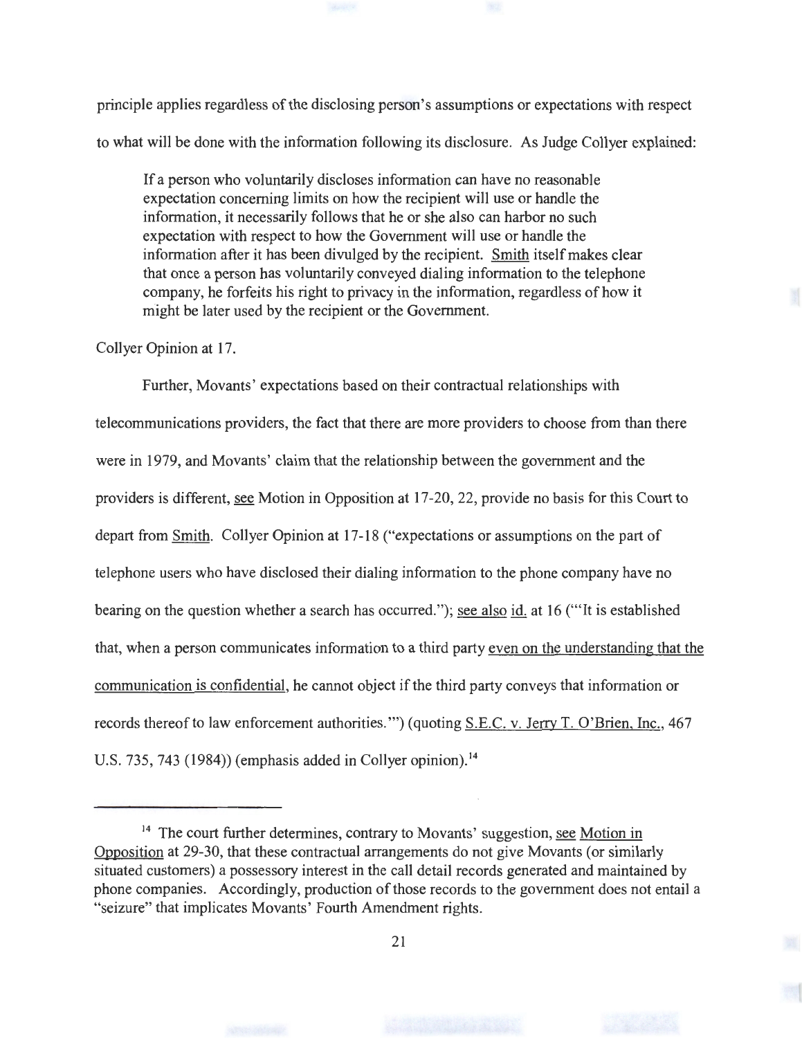principle applies regardless of the disclosing person's assumptions or expectations with respect to what will be done with the information following its disclosure. As Judge Collyer explained:

> If a person who voluntarily discloses information can have no reasonable expectation concerning limits on how the recipient will use or handle the information, it necessarily follows that he or she also can harbor no such expectation with respect to how the Government will use or handle the information after it has been divulged by the recipient. Smith itself makes clear that once a person has voluntarily conveyed dialing information to the telephone company, he forfeits his right to privacy in the information, regardless of how it might be later used by the recipient or the Government.

Collyer Opinion at 17.

Further, Movants' expectations based on their contractual relationships with telecommunications providers, the fact that there are more providers to choose from than there were in 1979, and Movants' claim that the relationship between the government and the providers is different, see Motion in Opposition at 17-20, 22, provide no basis for this Court to depart from Smith. Collyer Opinion at 17-18 ("expectations or assumptions on the part of telephone users who have disclosed their dialing information to the phone company have no bearing on the question whether a search has occurred."); see also id. at 16 ("'It is established that, when a person communicates information to a third party even on the understanding that the communication is confidential, he cannot object if the third party conveys that information or records thereof to law enforcement authorities.'") (quoting S.E.C. v. Jerry T. O'Brien, Inc., 467 U.S. 735, 743 (1984)) (emphasis added in Collyer opinion).[14]

---

[14] The court further determines, contrary to Movants' suggestion, see Motion in Opposition at 29-30, that these contractual arrangements do not give Movants (or similarly situated customers) a possessory interest in the call detail records generated and maintained by phone companies. Accordingly, production of those records to the government does not entail a "seizure" that implicates Movants' Fourth Amendment rights.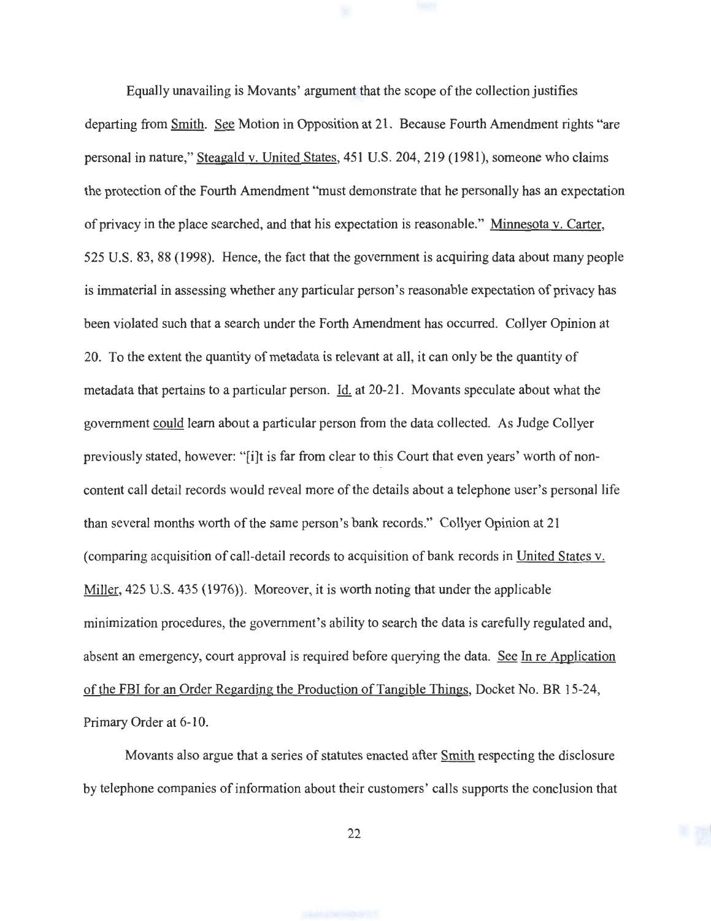Equally unavailing is Movants' argument that the scope of the collection justifies departing from Smith. See Motion in Opposition at 21. Because Fourth Amendment rights "are personal in nature," Steagald v. United States, 451 U.S. 204, 219 (1981), someone who claims the protection of the Fourth Amendment "must demonstrate that he personally has an expectation of privacy in the place searched, and that his expectation is reasonable." Minnesota v. Carter, 525 U.S. 83, 88 (1998). Hence, the fact that the government is acquiring data about many people is immaterial in assessing whether any particular person's reasonable expectation of privacy has been violated such that a search under the Forth Amendment has occurred. Collyer Opinion at 20. To the extent the quantity of metadata is relevant at all, it can only be the quantity of metadata that pertains to a particular person. Id. at 20-21. Movants speculate about what the government could learn about a particular person from the data collected. As Judge Collyer previously stated, however: "[i]t is far from clear to this Court that even years' worth of non-content call detail records would reveal more of the details about a telephone user's personal life than several months worth of the same person's bank records." Collyer Opinion at 21 (comparing acquisition of call-detail records to acquisition of bank records in United States v. Miller, 425 U.S. 435 (1976)). Moreover, it is worth noting that under the applicable minimization procedures, the government's ability to search the data is carefully regulated and, absent an emergency, court approval is required before querying the data. See In re Application of the FBI for an Order Regarding the Production of Tangible Things, Docket No. BR 15-24, Primary Order at 6-10.

Movants also argue that a series of statutes enacted after Smith respecting the disclosure by telephone companies of information about their customers' calls supports the conclusion that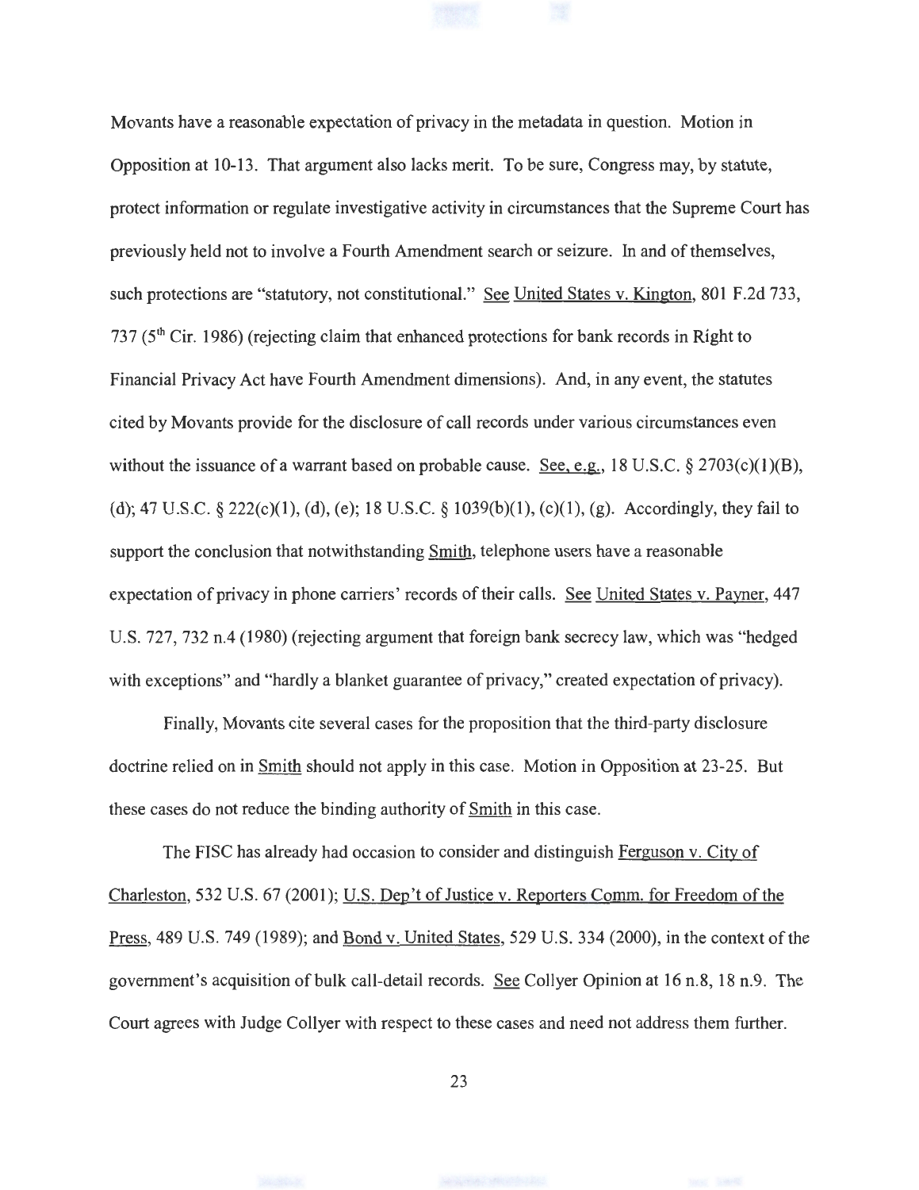Movants have a reasonable expectation of privacy in the metadata in question. Motion in Opposition at 10-13. That argument also lacks merit. To be sure, Congress may, by statute, protect information or regulate investigative activity in circumstances that the Supreme Court has previously held not to involve a Fourth Amendment search or seizure. In and of themselves, such protections are "statutory, not constitutional." See United States v. Kington, 801 F.2d 733, 737 (5th Cir. 1986) (rejecting claim that enhanced protections for bank records in Right to Financial Privacy Act have Fourth Amendment dimensions). And, in any event, the statutes cited by Movants provide for the disclosure of call records under various circumstances even without the issuance of a warrant based on probable cause. See, e.g., 18 U.S.C. § 2703(c)(1)(B), (d); 47 U.S.C. § 222(c)(1), (d), (e); 18 U.S.C. § 1039(b)(1), (c)(1), (g). Accordingly, they fail to support the conclusion that notwithstanding Smith, telephone users have a reasonable expectation of privacy in phone carriers' records of their calls. See United States v. Payner, 447 U.S. 727, 732 n.4 (1980) (rejecting argument that foreign bank secrecy law, which was "hedged with exceptions" and "hardly a blanket guarantee of privacy," created expectation of privacy).

Finally, Movants cite several cases for the proposition that the third-party disclosure doctrine relied on in Smith should not apply in this case. Motion in Opposition at 23-25. But these cases do not reduce the binding authority of Smith in this case.

The FISC has already had occasion to consider and distinguish Ferguson v. City of Charleston, 532 U.S. 67 (2001); U.S. Dep't of Justice v. Reporters Comm. for Freedom of the Press, 489 U.S. 749 (1989); and Bond v. United States, 529 U.S. 334 (2000), in the context of the government's acquisition of bulk call-detail records. See Collyer Opinion at 16 n.8, 18 n.9. The Court agrees with Judge Collyer with respect to these cases and need not address them further.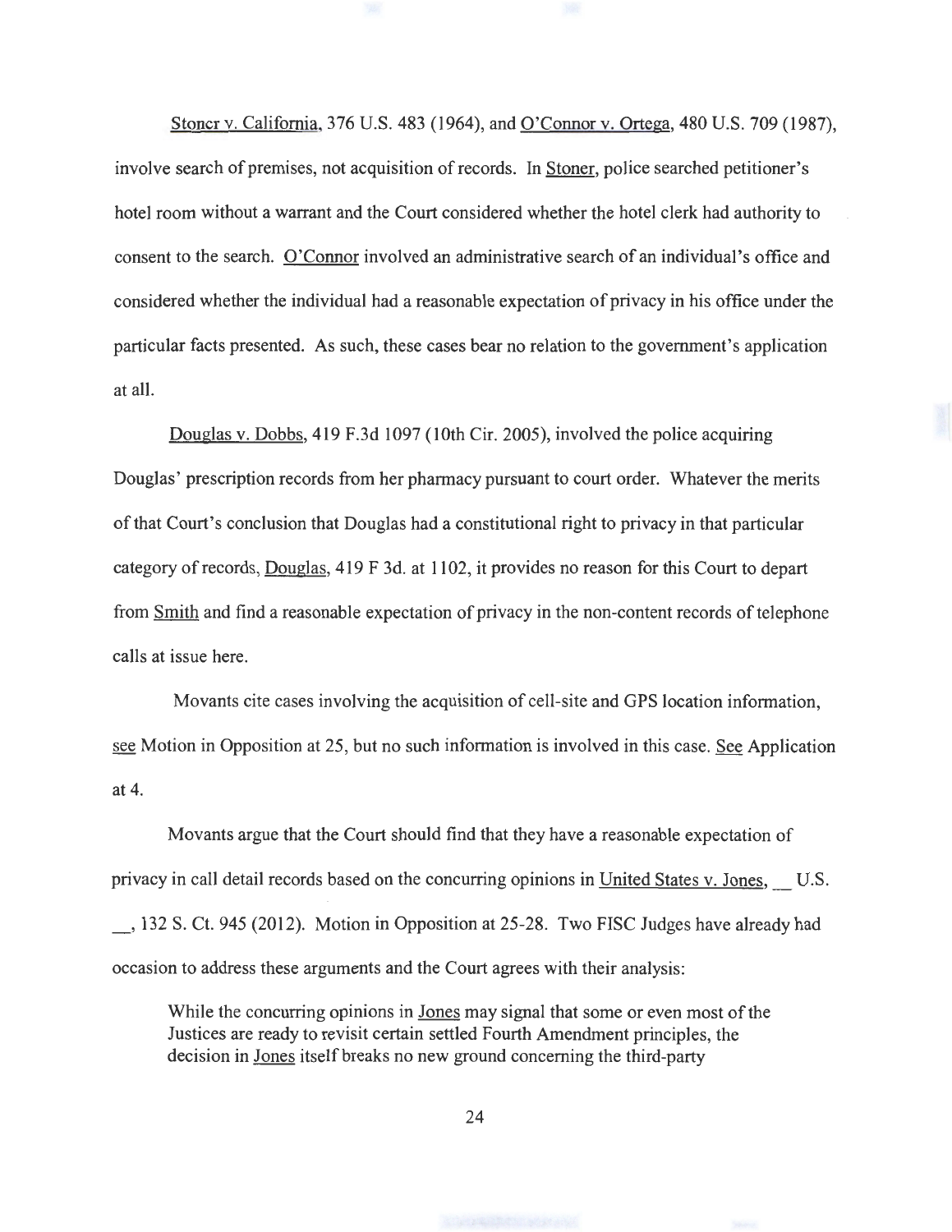Stoner v. California, 376 U.S. 483 (1964), and O'Connor v. Ortega, 480 U.S. 709 (1987), involve search of premises, not acquisition of records. In Stoner, police searched petitioner's hotel room without a warrant and the Court considered whether the hotel clerk had authority to consent to the search. O'Connor involved an administrative search of an individual's office and considered whether the individual had a reasonable expectation of privacy in his office under the particular facts presented. As such, these cases bear no relation to the government's application at all.

Douglas v. Dobbs, 419 F.3d 1097 (10th Cir. 2005), involved the police acquiring Douglas' prescription records from her pharmacy pursuant to court order. Whatever the merits of that Court's conclusion that Douglas had a constitutional right to privacy in that particular category of records, Douglas, 419 F 3d. at 1102, it provides no reason for this Court to depart from Smith and find a reasonable expectation of privacy in the non-content records of telephone calls at issue here.

Movants cite cases involving the acquisition of cell-site and GPS location information, see Motion in Opposition at 25, but no such information is involved in this case. See Application at 4.

Movants argue that the Court should find that they have a reasonable expectation of privacy in call detail records based on the concurring opinions in United States v. Jones, __ U.S. __, 132 S. Ct. 945 (2012). Motion in Opposition at 25-28. Two FISC Judges have already had occasion to address these arguments and the Court agrees with their analysis:

> While the concurring opinions in Jones may signal that some or even most of the Justices are ready to revisit certain settled Fourth Amendment principles, the decision in Jones itself breaks no new ground concerning the third-party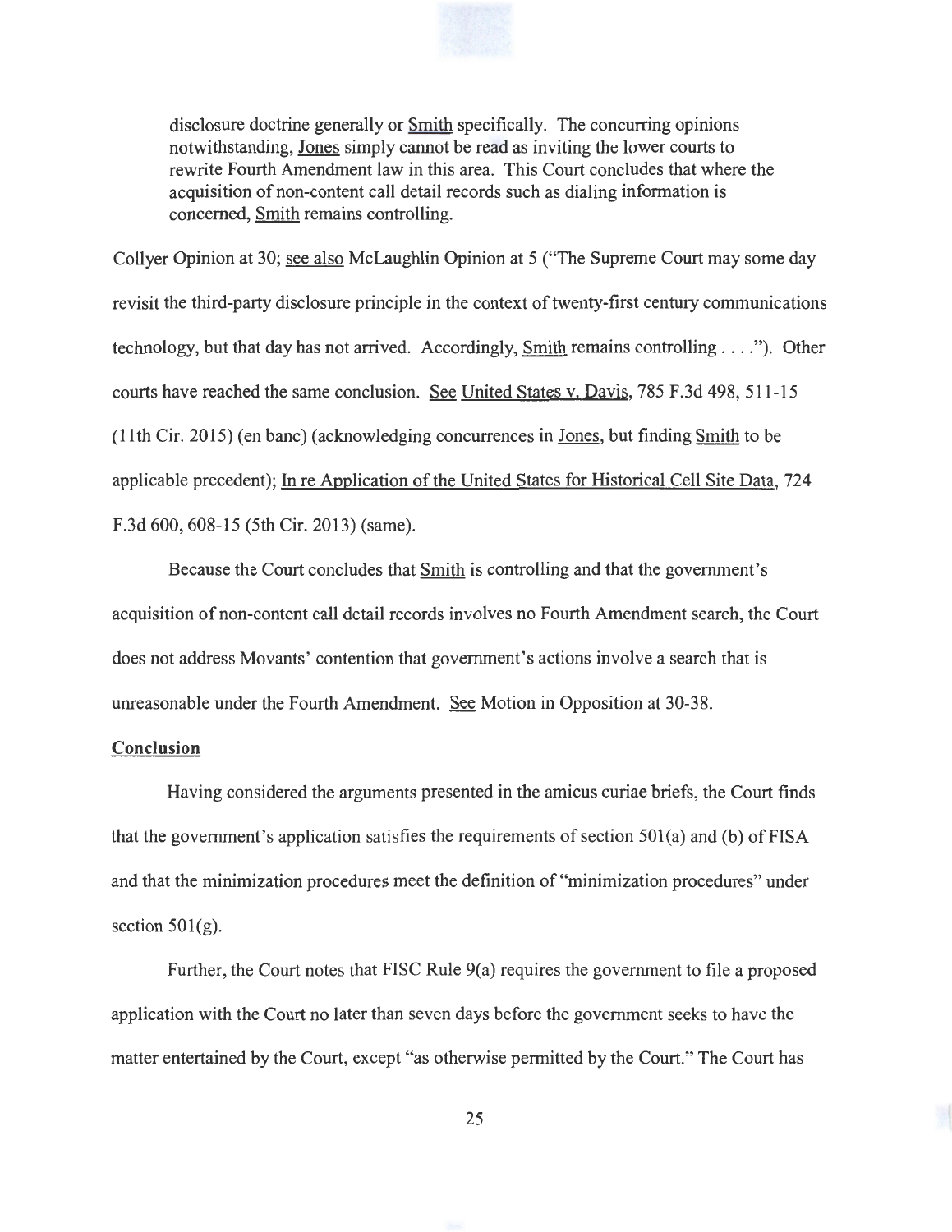> disclosure doctrine generally or Smith specifically. The concurring opinions notwithstanding, Jones simply cannot be read as inviting the lower courts to rewrite Fourth Amendment law in this area. This Court concludes that where the acquisition of non-content call detail records such as dialing information is concerned, Smith remains controlling.

Collyer Opinion at 30; see also McLaughlin Opinion at 5 ("The Supreme Court may some day revisit the third-party disclosure principle in the context of twenty-first century communications technology, but that day has not arrived. Accordingly, Smith remains controlling . . . ."). Other courts have reached the same conclusion. See United States v. Davis, 785 F.3d 498, 511-15 (11th Cir. 2015) (en banc) (acknowledging concurrences in Jones, but finding Smith to be applicable precedent); In re Application of the United States for Historical Cell Site Data, 724 F.3d 600, 608-15 (5th Cir. 2013) (same).

Because the Court concludes that Smith is controlling and that the government's acquisition of non-content call detail records involves no Fourth Amendment search, the Court does not address Movants' contention that government's actions involve a search that is unreasonable under the Fourth Amendment. See Motion in Opposition at 30-38.

**Conclusion**

Having considered the arguments presented in the amicus curiae briefs, the Court finds that the government's application satisfies the requirements of section 501(a) and (b) of FISA and that the minimization procedures meet the definition of "minimization procedures" under section 501(g).

Further, the Court notes that FISC Rule 9(a) requires the government to file a proposed application with the Court no later than seven days before the government seeks to have the matter entertained by the Court, except "as otherwise permitted by the Court." The Court has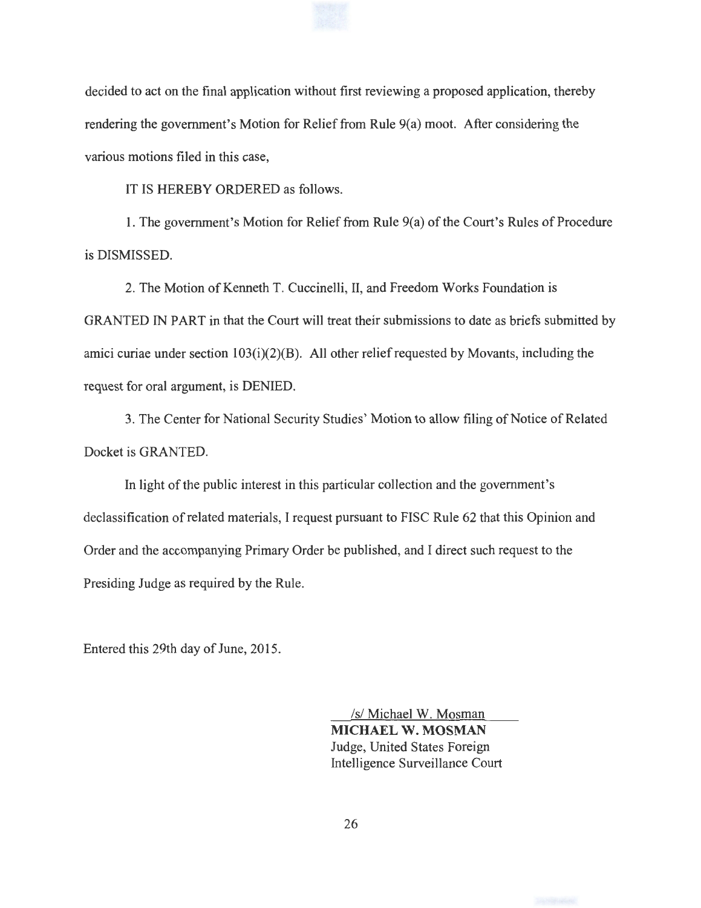decided to act on the final application without first reviewing a proposed application, thereby rendering the government's Motion for Relief from Rule 9(a) moot. After considering the various motions filed in this case,

IT IS HEREBY ORDERED as follows.

1. The government's Motion for Relief from Rule 9(a) of the Court's Rules of Procedure is DISMISSED.

2. The Motion of Kenneth T. Cuccinelli, II, and Freedom Works Foundation is GRANTED IN PART in that the Court will treat their submissions to date as briefs submitted by amici curiae under section 103(i)(2)(B). All other relief requested by Movants, including the request for oral argument, is DENIED.

3. The Center for National Security Studies' Motion to allow filing of Notice of Related Docket is GRANTED.

In light of the public interest in this particular collection and the government's declassification of related materials, I request pursuant to FISC Rule 62 that this Opinion and Order and the accompanying Primary Order be published, and I direct such request to the Presiding Judge as required by the Rule.

Entered this 29th day of June, 2015.

/s/ Michael W. Mosman
**MICHAEL W. MOSMAN**
Judge, United States Foreign
Intelligence Surveillance Court